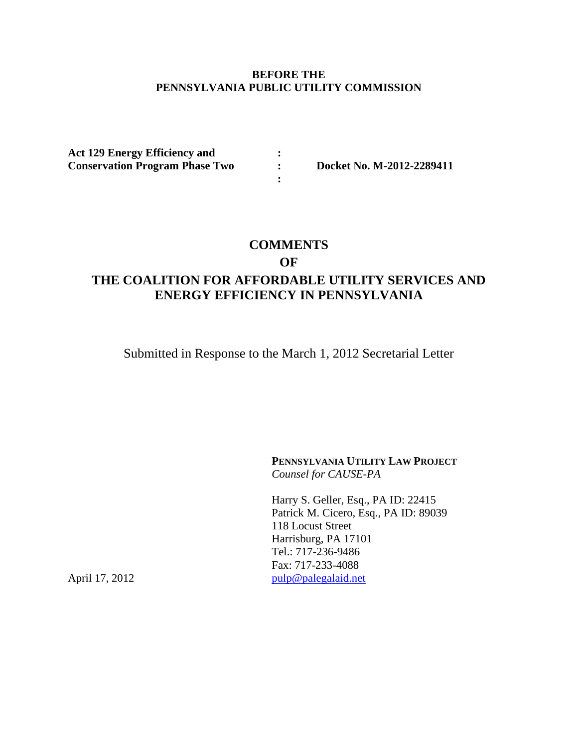**BEFORE THE**
**PENNSYLVANIA PUBLIC UTILITY COMMISSION**

| | | |
|---|---|---|
| **Act 129 Energy Efficiency and** | **:** | |
| **Conservation Program Phase Two** | **:** | **Docket No. M-2012-2289411** |
| | **:** | |

# COMMENTS
# OF
# THE COALITION FOR AFFORDABLE UTILITY SERVICES AND ENERGY EFFICIENCY IN PENNSYLVANIA

Submitted in Response to the March 1, 2012 Secretarial Letter

**PENNSYLVANIA UTILITY LAW PROJECT**
*Counsel for CAUSE-PA*

Harry S. Geller, Esq., PA ID: 22415
Patrick M. Cicero, Esq., PA ID: 89039
118 Locust Street
Harrisburg, PA 17101
Tel.: 717-236-9486
Fax: 717-233-4088
pulp@palegalaid.net

April 17, 2012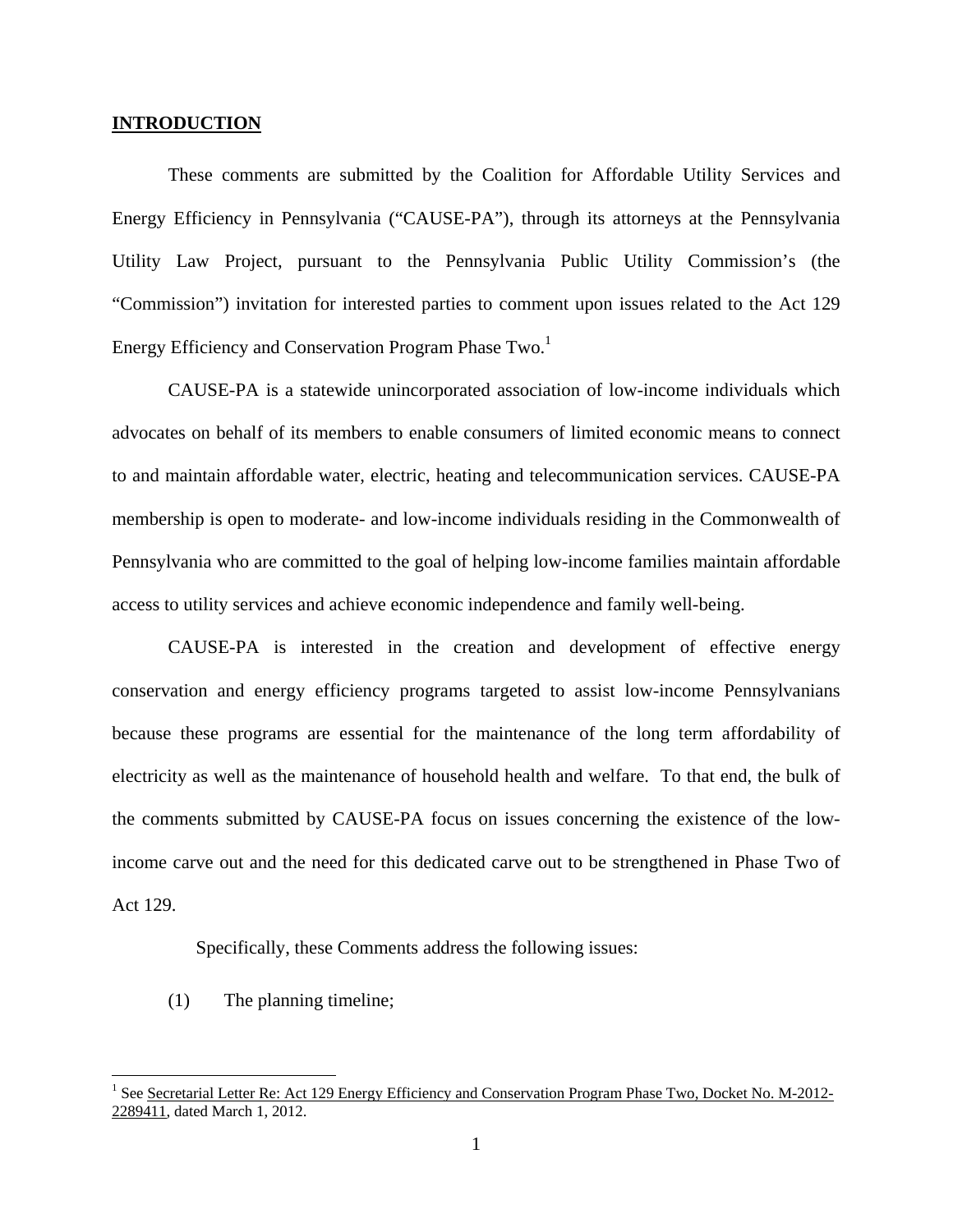## INTRODUCTION

These comments are submitted by the Coalition for Affordable Utility Services and Energy Efficiency in Pennsylvania ("CAUSE-PA"), through its attorneys at the Pennsylvania Utility Law Project, pursuant to the Pennsylvania Public Utility Commission's (the "Commission") invitation for interested parties to comment upon issues related to the Act 129 Energy Efficiency and Conservation Program Phase Two.[1]

CAUSE-PA is a statewide unincorporated association of low-income individuals which advocates on behalf of its members to enable consumers of limited economic means to connect to and maintain affordable water, electric, heating and telecommunication services. CAUSE-PA membership is open to moderate- and low-income individuals residing in the Commonwealth of Pennsylvania who are committed to the goal of helping low-income families maintain affordable access to utility services and achieve economic independence and family well-being.

CAUSE-PA is interested in the creation and development of effective energy conservation and energy efficiency programs targeted to assist low-income Pennsylvanians because these programs are essential for the maintenance of the long term affordability of electricity as well as the maintenance of household health and welfare. To that end, the bulk of the comments submitted by CAUSE-PA focus on issues concerning the existence of the low-income carve out and the need for this dedicated carve out to be strengthened in Phase Two of Act 129.

Specifically, these Comments address the following issues:

(1) The planning timeline;

---

[1] See Secretarial Letter Re: Act 129 Energy Efficiency and Conservation Program Phase Two, Docket No. M-2012-2289411, dated March 1, 2012.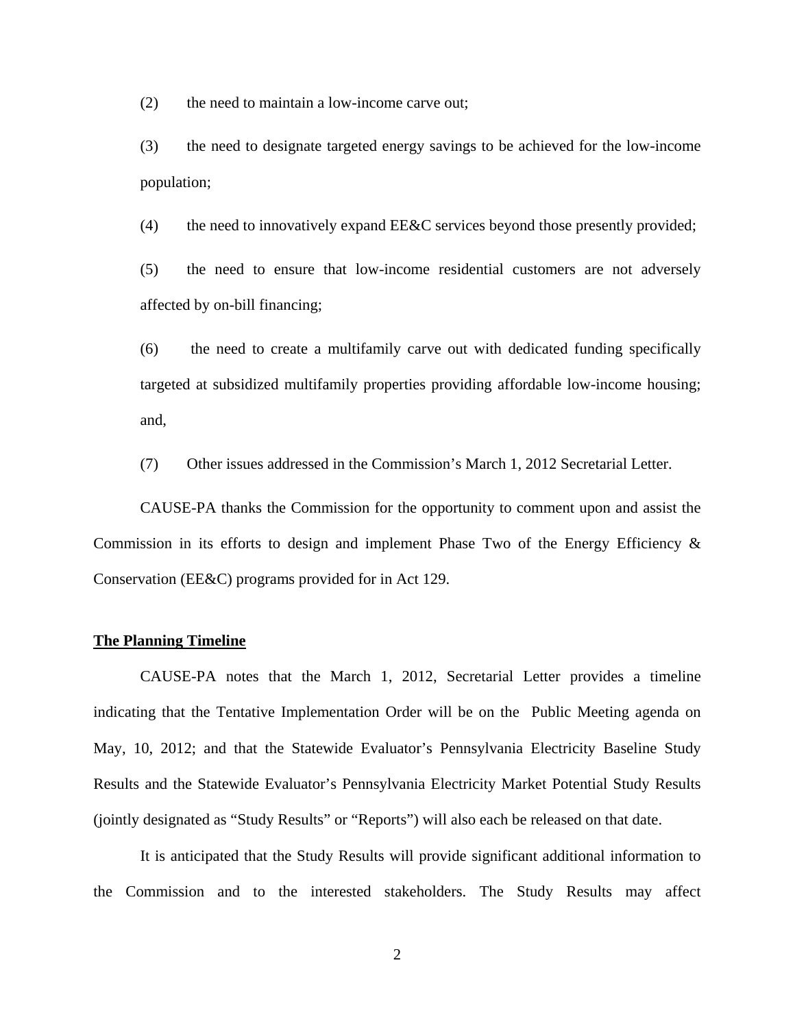(2) the need to maintain a low-income carve out;

(3) the need to designate targeted energy savings to be achieved for the low-income population;

(4) the need to innovatively expand EE&C services beyond those presently provided;

(5) the need to ensure that low-income residential customers are not adversely affected by on-bill financing;

(6) the need to create a multifamily carve out with dedicated funding specifically targeted at subsidized multifamily properties providing affordable low-income housing; and,

(7) Other issues addressed in the Commission's March 1, 2012 Secretarial Letter.

CAUSE-PA thanks the Commission for the opportunity to comment upon and assist the Commission in its efforts to design and implement Phase Two of the Energy Efficiency & Conservation (EE&C) programs provided for in Act 129.

**The Planning Timeline**

CAUSE-PA notes that the March 1, 2012, Secretarial Letter provides a timeline indicating that the Tentative Implementation Order will be on the Public Meeting agenda on May, 10, 2012; and that the Statewide Evaluator's Pennsylvania Electricity Baseline Study Results and the Statewide Evaluator's Pennsylvania Electricity Market Potential Study Results (jointly designated as "Study Results" or "Reports") will also each be released on that date.

It is anticipated that the Study Results will provide significant additional information to the Commission and to the interested stakeholders. The Study Results may affect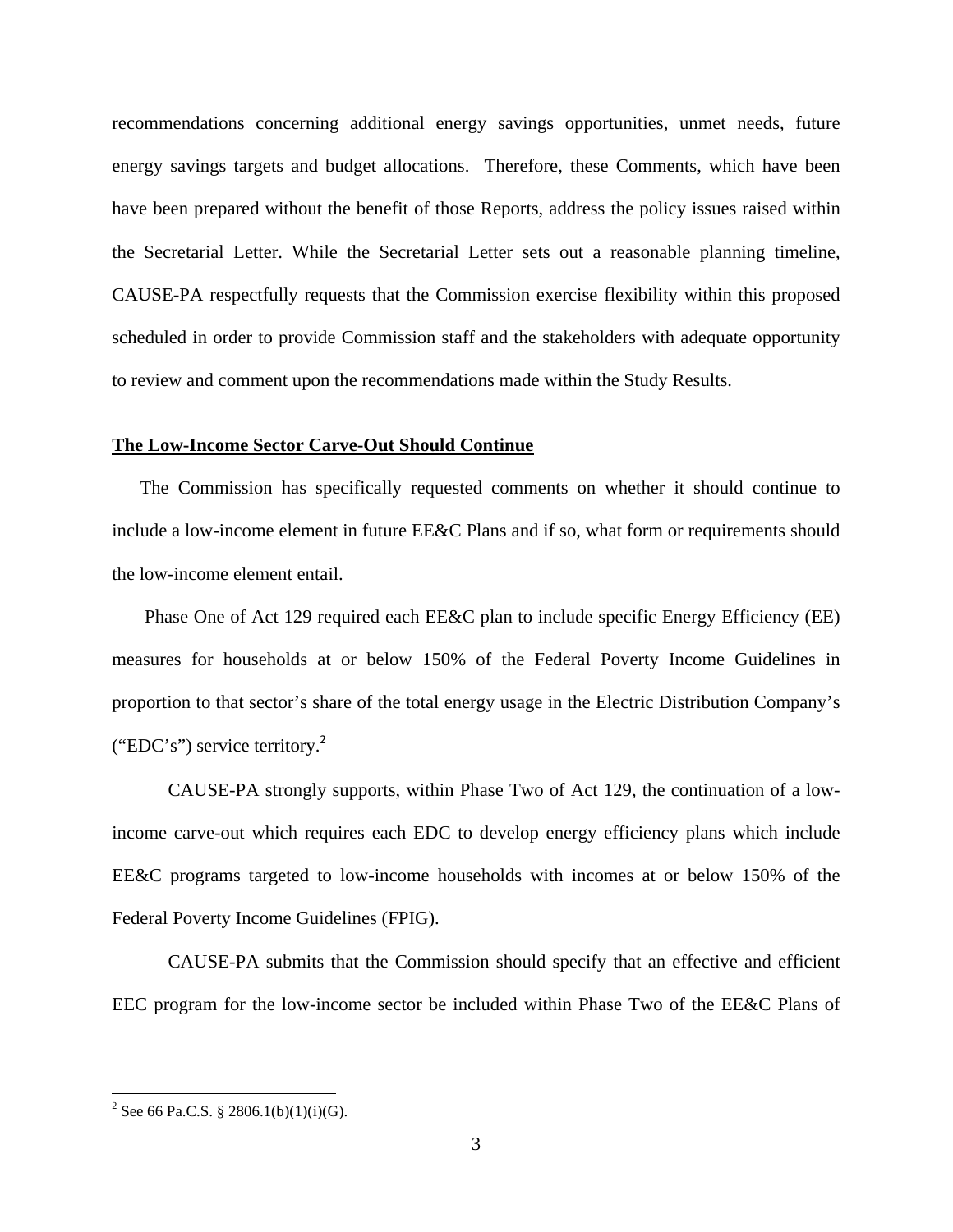recommendations concerning additional energy savings opportunities, unmet needs, future energy savings targets and budget allocations. Therefore, these Comments, which have been have been prepared without the benefit of those Reports, address the policy issues raised within the Secretarial Letter. While the Secretarial Letter sets out a reasonable planning timeline, CAUSE-PA respectfully requests that the Commission exercise flexibility within this proposed scheduled in order to provide Commission staff and the stakeholders with adequate opportunity to review and comment upon the recommendations made within the Study Results.

**The Low-Income Sector Carve-Out Should Continue**

The Commission has specifically requested comments on whether it should continue to include a low-income element in future EE&C Plans and if so, what form or requirements should the low-income element entail.

Phase One of Act 129 required each EE&C plan to include specific Energy Efficiency (EE) measures for households at or below 150% of the Federal Poverty Income Guidelines in proportion to that sector's share of the total energy usage in the Electric Distribution Company's ("EDC's") service territory.[2]

CAUSE-PA strongly supports, within Phase Two of Act 129, the continuation of a low-income carve-out which requires each EDC to develop energy efficiency plans which include EE&C programs targeted to low-income households with incomes at or below 150% of the Federal Poverty Income Guidelines (FPIG).

CAUSE-PA submits that the Commission should specify that an effective and efficient EEC program for the low-income sector be included within Phase Two of the EE&C Plans of

[2] See 66 Pa.C.S. § 2806.1(b)(1)(i)(G).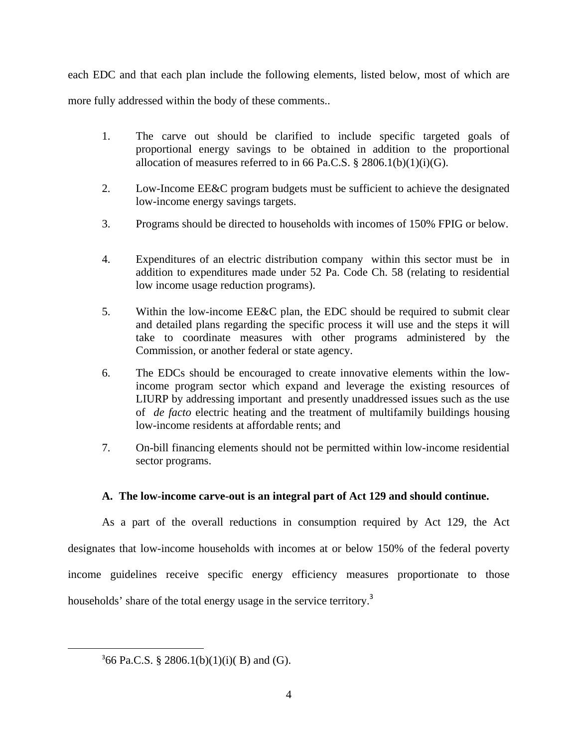each EDC and that each plan include the following elements, listed below, most of which are more fully addressed within the body of these comments..

1. The carve out should be clarified to include specific targeted goals of proportional energy savings to be obtained in addition to the proportional allocation of measures referred to in 66 Pa.C.S. § 2806.1(b)(1)(i)(G).

2. Low-Income EE&C program budgets must be sufficient to achieve the designated low-income energy savings targets.

3. Programs should be directed to households with incomes of 150% FPIG or below.

4. Expenditures of an electric distribution company within this sector must be in addition to expenditures made under 52 Pa. Code Ch. 58 (relating to residential low income usage reduction programs).

5. Within the low-income EE&C plan, the EDC should be required to submit clear and detailed plans regarding the specific process it will use and the steps it will take to coordinate measures with other programs administered by the Commission, or another federal or state agency.

6. The EDCs should be encouraged to create innovative elements within the low-income program sector which expand and leverage the existing resources of LIURP by addressing important and presently unaddressed issues such as the use of *de facto* electric heating and the treatment of multifamily buildings housing low-income residents at affordable rents; and

7. On-bill financing elements should not be permitted within low-income residential sector programs.

### A. The low-income carve-out is an integral part of Act 129 and should continue.

As a part of the overall reductions in consumption required by Act 129, the Act designates that low-income households with incomes at or below 150% of the federal poverty income guidelines receive specific energy efficiency measures proportionate to those households' share of the total energy usage in the service territory.[3]

[3] 66 Pa.C.S. § 2806.1(b)(1)(i)( B) and (G).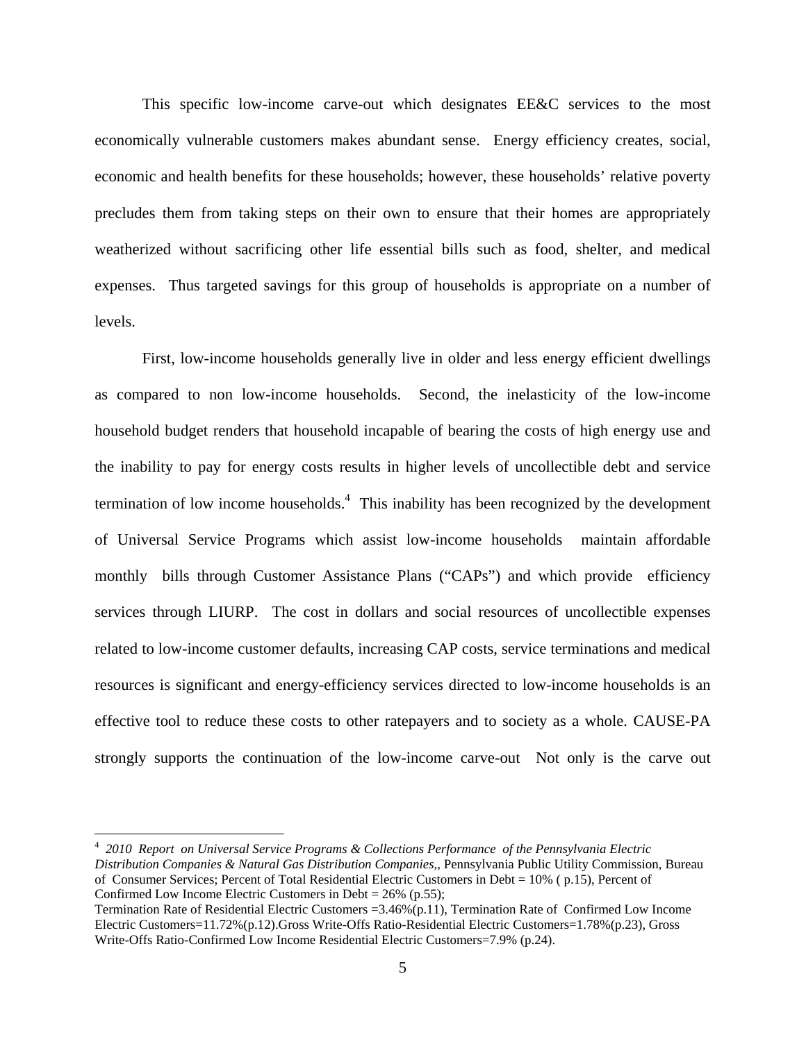This specific low-income carve-out which designates EE&C services to the most economically vulnerable customers makes abundant sense. Energy efficiency creates, social, economic and health benefits for these households; however, these households' relative poverty precludes them from taking steps on their own to ensure that their homes are appropriately weatherized without sacrificing other life essential bills such as food, shelter, and medical expenses. Thus targeted savings for this group of households is appropriate on a number of levels.

First, low-income households generally live in older and less energy efficient dwellings as compared to non low-income households. Second, the inelasticity of the low-income household budget renders that household incapable of bearing the costs of high energy use and the inability to pay for energy costs results in higher levels of uncollectible debt and service termination of low income households.[4] This inability has been recognized by the development of Universal Service Programs which assist low-income households maintain affordable monthly bills through Customer Assistance Plans ("CAPs") and which provide efficiency services through LIURP. The cost in dollars and social resources of uncollectible expenses related to low-income customer defaults, increasing CAP costs, service terminations and medical resources is significant and energy-efficiency services directed to low-income households is an effective tool to reduce these costs to other ratepayers and to society as a whole. CAUSE-PA strongly supports the continuation of the low-income carve-out Not only is the carve out

---

[4] *2010 Report on Universal Service Programs & Collections Performance of the Pennsylvania Electric Distribution Companies & Natural Gas Distribution Companies,*, Pennsylvania Public Utility Commission, Bureau of Consumer Services; Percent of Total Residential Electric Customers in Debt = 10% ( p.15), Percent of Confirmed Low Income Electric Customers in Debt = 26% (p.55);
Termination Rate of Residential Electric Customers =3.46%(p.11), Termination Rate of Confirmed Low Income Electric Customers=11.72%(p.12).Gross Write-Offs Ratio-Residential Electric Customers=1.78%(p.23), Gross Write-Offs Ratio-Confirmed Low Income Residential Electric Customers=7.9% (p.24).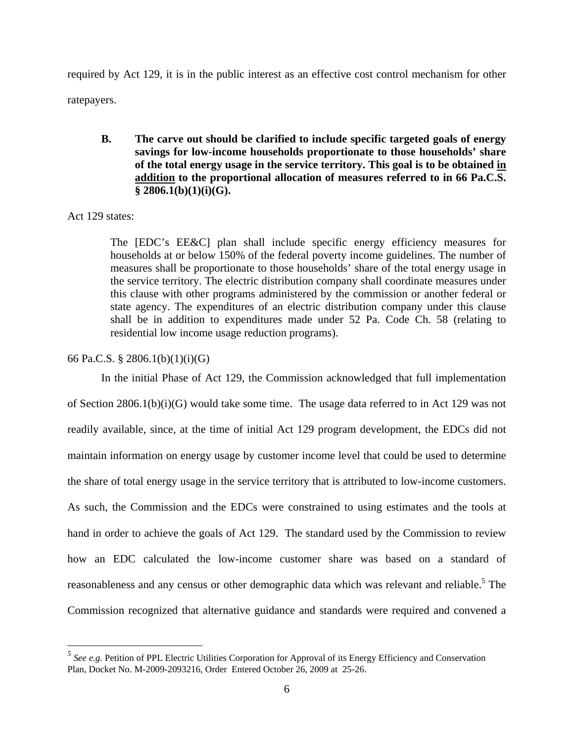required by Act 129, it is in the public interest as an effective cost control mechanism for other ratepayers.

### B. The carve out should be clarified to include specific targeted goals of energy savings for low-income households proportionate to those households' share of the total energy usage in the service territory. This goal is to be obtained <u>in addition</u> to the proportional allocation of measures referred to in 66 Pa.C.S. § 2806.1(b)(1)(i)(G).

Act 129 states:

> The [EDC's EE&C] plan shall include specific energy efficiency measures for households at or below 150% of the federal poverty income guidelines. The number of measures shall be proportionate to those households' share of the total energy usage in the service territory. The electric distribution company shall coordinate measures under this clause with other programs administered by the commission or another federal or state agency. The expenditures of an electric distribution company under this clause shall be in addition to expenditures made under 52 Pa. Code Ch. 58 (relating to residential low income usage reduction programs).

66 Pa.C.S. § 2806.1(b)(1)(i)(G)

In the initial Phase of Act 129, the Commission acknowledged that full implementation of Section 2806.1(b)(i)(G) would take some time. The usage data referred to in Act 129 was not readily available, since, at the time of initial Act 129 program development, the EDCs did not maintain information on energy usage by customer income level that could be used to determine the share of total energy usage in the service territory that is attributed to low-income customers. As such, the Commission and the EDCs were constrained to using estimates and the tools at hand in order to achieve the goals of Act 129. The standard used by the Commission to review how an EDC calculated the low-income customer share was based on a standard of reasonableness and any census or other demographic data which was relevant and reliable.[5] The Commission recognized that alternative guidance and standards were required and convened a

[5] *See e.g.* Petition of PPL Electric Utilities Corporation for Approval of its Energy Efficiency and Conservation Plan, Docket No. M-2009-2093216, Order Entered October 26, 2009 at 25-26.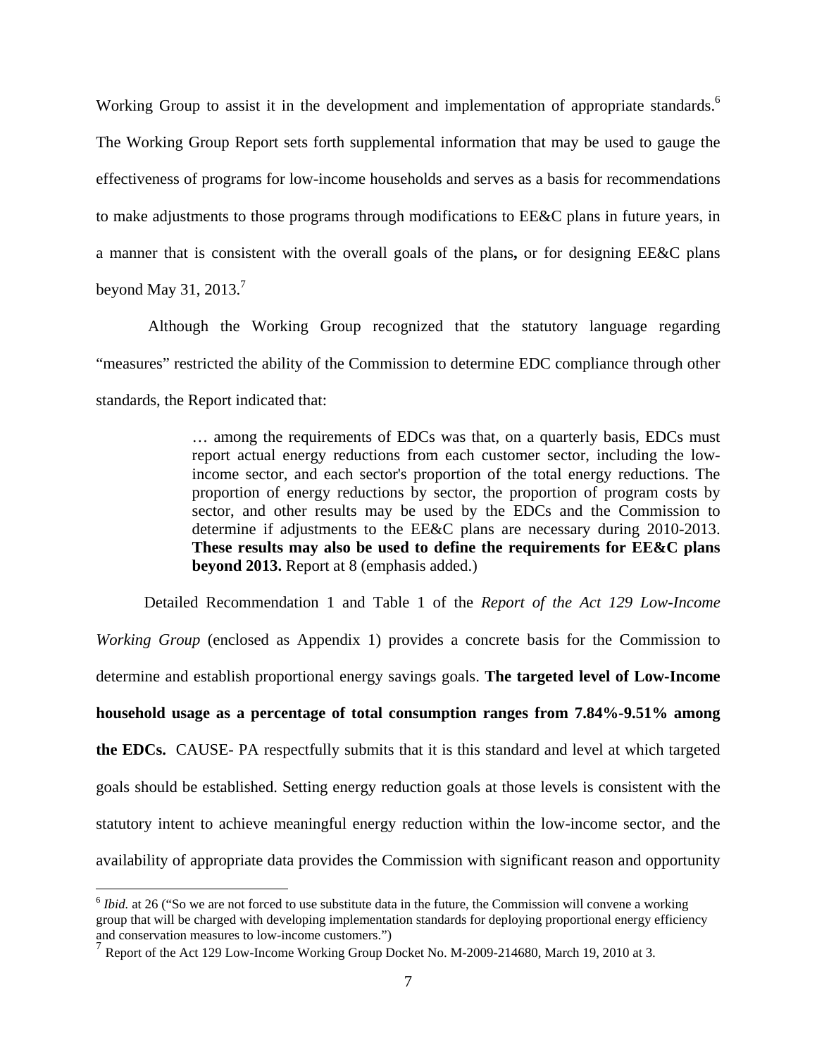Working Group to assist it in the development and implementation of appropriate standards.[6] The Working Group Report sets forth supplemental information that may be used to gauge the effectiveness of programs for low-income households and serves as a basis for recommendations to make adjustments to those programs through modifications to EE&C plans in future years, in a manner that is consistent with the overall goals of the plans**,** or for designing EE&C plans beyond May 31, 2013.[7]

Although the Working Group recognized that the statutory language regarding "measures" restricted the ability of the Commission to determine EDC compliance through other standards, the Report indicated that:

> … among the requirements of EDCs was that, on a quarterly basis, EDCs must report actual energy reductions from each customer sector, including the low-income sector, and each sector's proportion of the total energy reductions. The proportion of energy reductions by sector, the proportion of program costs by sector, and other results may be used by the EDCs and the Commission to determine if adjustments to the EE&C plans are necessary during 2010-2013. **These results may also be used to define the requirements for EE&C plans beyond 2013.** Report at 8 (emphasis added.)

Detailed Recommendation 1 and Table 1 of the *Report of the Act 129 Low-Income Working Group* (enclosed as Appendix 1) provides a concrete basis for the Commission to determine and establish proportional energy savings goals. **The targeted level of Low-Income household usage as a percentage of total consumption ranges from 7.84%-9.51% among the EDCs.** CAUSE- PA respectfully submits that it is this standard and level at which targeted goals should be established. Setting energy reduction goals at those levels is consistent with the statutory intent to achieve meaningful energy reduction within the low-income sector, and the availability of appropriate data provides the Commission with significant reason and opportunity

---

[6] *Ibid.* at 26 ("So we are not forced to use substitute data in the future, the Commission will convene a working group that will be charged with developing implementation standards for deploying proportional energy efficiency and conservation measures to low-income customers.")

[7] Report of the Act 129 Low-Income Working Group Docket No. M-2009-214680, March 19, 2010 at 3.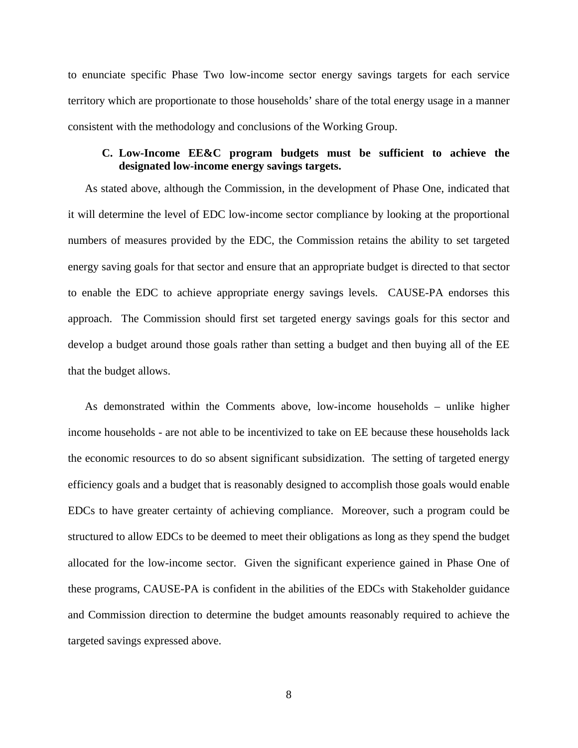to enunciate specific Phase Two low-income sector energy savings targets for each service territory which are proportionate to those households' share of the total energy usage in a manner consistent with the methodology and conclusions of the Working Group.

### C. Low-Income EE&C program budgets must be sufficient to achieve the designated low-income energy savings targets.

As stated above, although the Commission, in the development of Phase One, indicated that it will determine the level of EDC low-income sector compliance by looking at the proportional numbers of measures provided by the EDC, the Commission retains the ability to set targeted energy saving goals for that sector and ensure that an appropriate budget is directed to that sector to enable the EDC to achieve appropriate energy savings levels. CAUSE-PA endorses this approach. The Commission should first set targeted energy savings goals for this sector and develop a budget around those goals rather than setting a budget and then buying all of the EE that the budget allows.

As demonstrated within the Comments above, low-income households – unlike higher income households - are not able to be incentivized to take on EE because these households lack the economic resources to do so absent significant subsidization. The setting of targeted energy efficiency goals and a budget that is reasonably designed to accomplish those goals would enable EDCs to have greater certainty of achieving compliance. Moreover, such a program could be structured to allow EDCs to be deemed to meet their obligations as long as they spend the budget allocated for the low-income sector. Given the significant experience gained in Phase One of these programs, CAUSE-PA is confident in the abilities of the EDCs with Stakeholder guidance and Commission direction to determine the budget amounts reasonably required to achieve the targeted savings expressed above.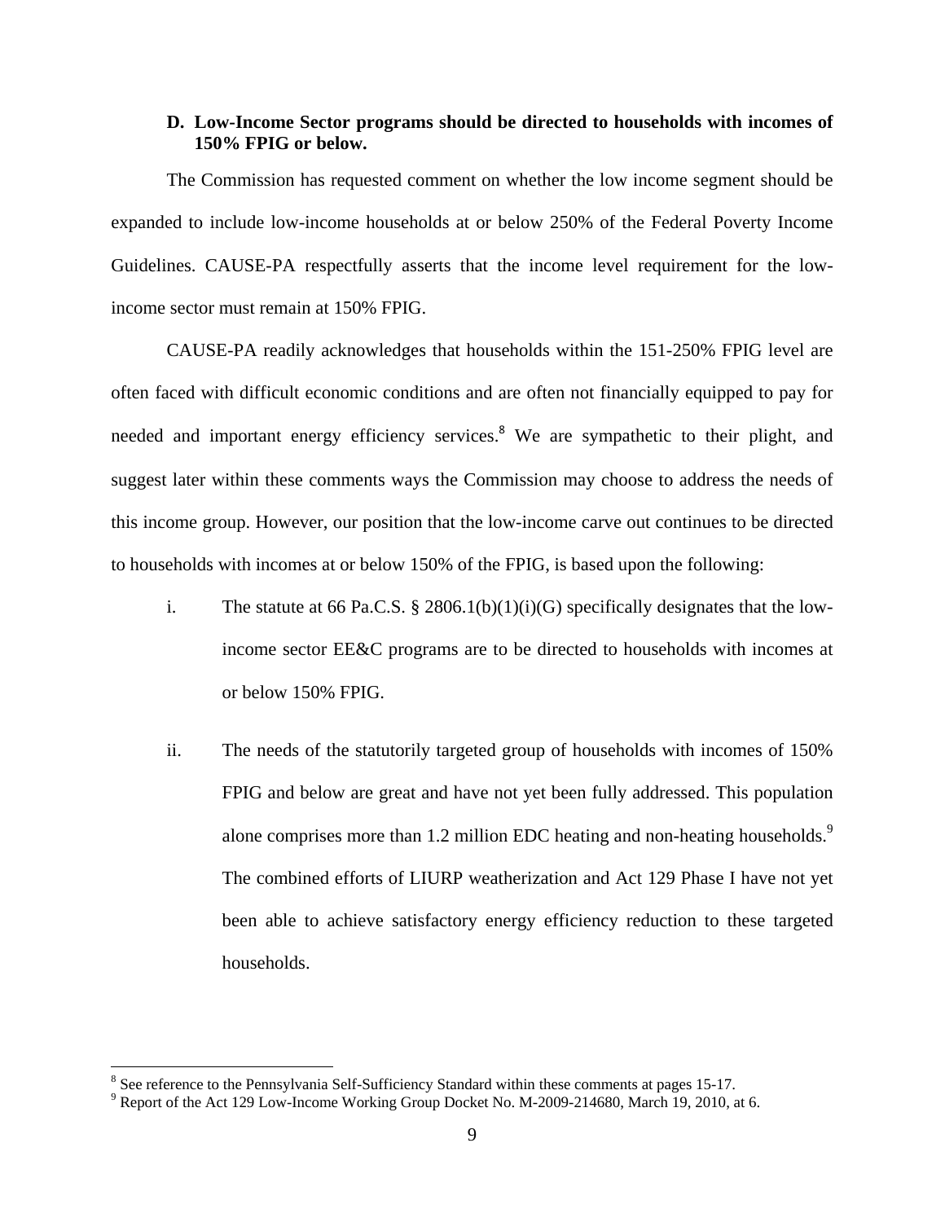### D. Low-Income Sector programs should be directed to households with incomes of 150% FPIG or below.

The Commission has requested comment on whether the low income segment should be expanded to include low-income households at or below 250% of the Federal Poverty Income Guidelines. CAUSE-PA respectfully asserts that the income level requirement for the low-income sector must remain at 150% FPIG.

CAUSE-PA readily acknowledges that households within the 151-250% FPIG level are often faced with difficult economic conditions and are often not financially equipped to pay for needed and important energy efficiency services.[8] We are sympathetic to their plight, and suggest later within these comments ways the Commission may choose to address the needs of this income group. However, our position that the low-income carve out continues to be directed to households with incomes at or below 150% of the FPIG, is based upon the following:

i. The statute at 66 Pa.C.S. § 2806.1(b)(1)(i)(G) specifically designates that the low-income sector EE&C programs are to be directed to households with incomes at or below 150% FPIG.

ii. The needs of the statutorily targeted group of households with incomes of 150% FPIG and below are great and have not yet been fully addressed. This population alone comprises more than 1.2 million EDC heating and non-heating households.[9] The combined efforts of LIURP weatherization and Act 129 Phase I have not yet been able to achieve satisfactory energy efficiency reduction to these targeted households.

---

[8] See reference to the Pennsylvania Self-Sufficiency Standard within these comments at pages 15-17.

[9] Report of the Act 129 Low-Income Working Group Docket No. M-2009-214680, March 19, 2010, at 6.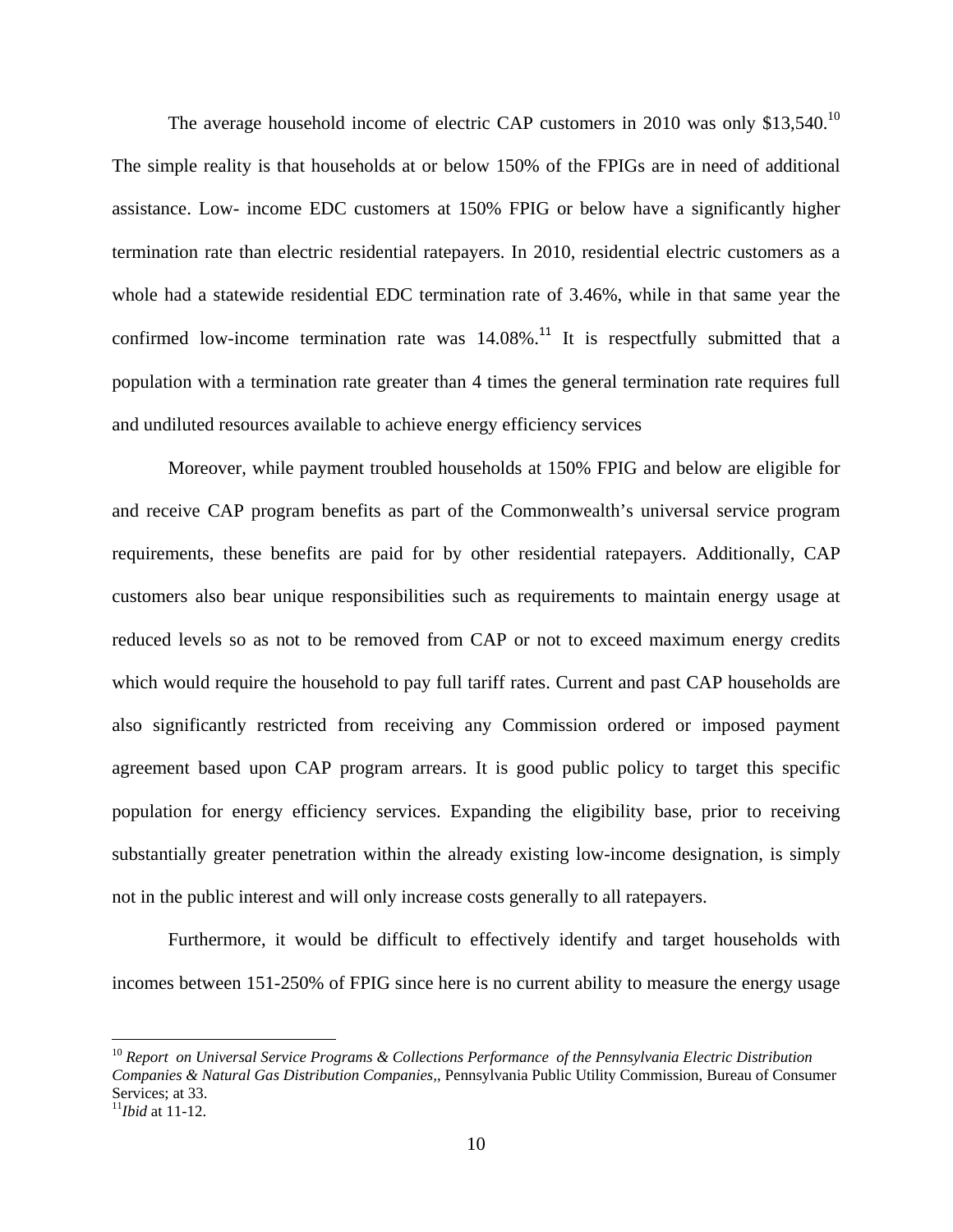The average household income of electric CAP customers in 2010 was only $13,540.[10] The simple reality is that households at or below 150% of the FPIGs are in need of additional assistance. Low- income EDC customers at 150% FPIG or below have a significantly higher termination rate than electric residential ratepayers. In 2010, residential electric customers as a whole had a statewide residential EDC termination rate of 3.46%, while in that same year the confirmed low-income termination rate was 14.08%.[11] It is respectfully submitted that a population with a termination rate greater than 4 times the general termination rate requires full and undiluted resources available to achieve energy efficiency services

Moreover, while payment troubled households at 150% FPIG and below are eligible for and receive CAP program benefits as part of the Commonwealth's universal service program requirements, these benefits are paid for by other residential ratepayers. Additionally, CAP customers also bear unique responsibilities such as requirements to maintain energy usage at reduced levels so as not to be removed from CAP or not to exceed maximum energy credits which would require the household to pay full tariff rates. Current and past CAP households are also significantly restricted from receiving any Commission ordered or imposed payment agreement based upon CAP program arrears. It is good public policy to target this specific population for energy efficiency services. Expanding the eligibility base, prior to receiving substantially greater penetration within the already existing low-income designation, is simply not in the public interest and will only increase costs generally to all ratepayers.

Furthermore, it would be difficult to effectively identify and target households with incomes between 151-250% of FPIG since here is no current ability to measure the energy usage

---

[10] *Report on Universal Service Programs & Collections Performance of the Pennsylvania Electric Distribution Companies & Natural Gas Distribution Companies,*, Pennsylvania Public Utility Commission, Bureau of Consumer Services; at 33.

[11] *Ibid* at 11-12.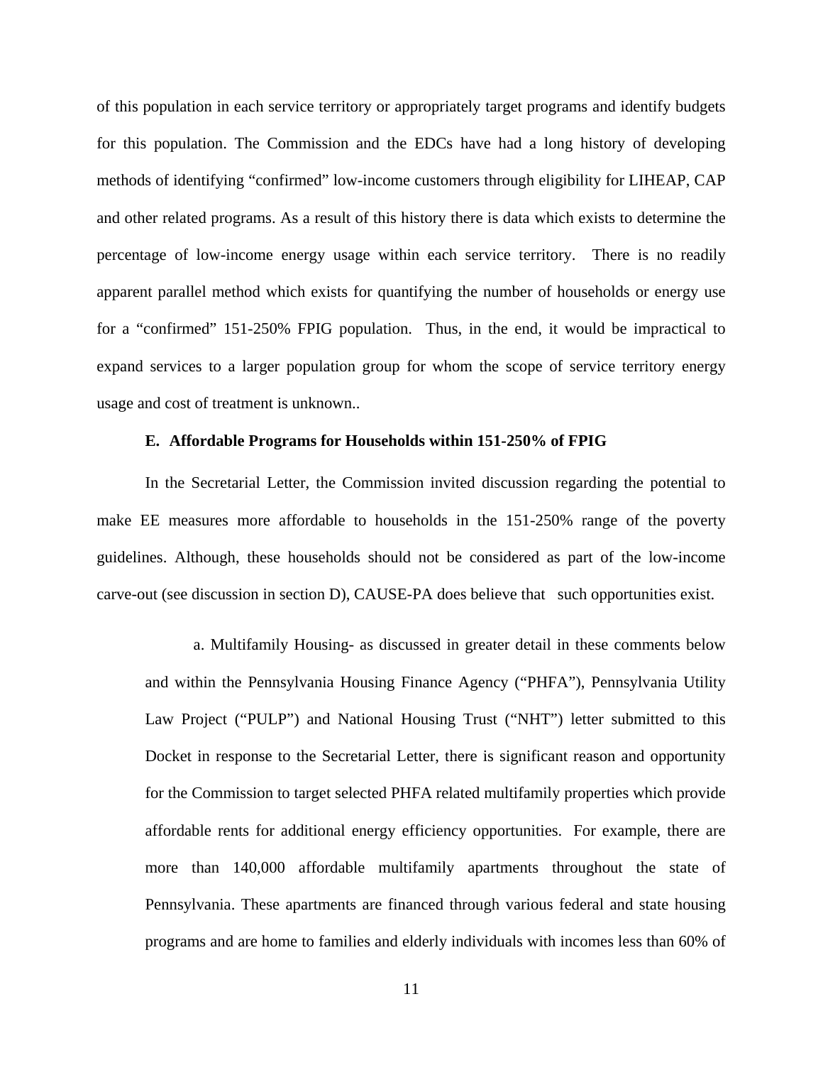of this population in each service territory or appropriately target programs and identify budgets for this population. The Commission and the EDCs have had a long history of developing methods of identifying "confirmed" low-income customers through eligibility for LIHEAP, CAP and other related programs. As a result of this history there is data which exists to determine the percentage of low-income energy usage within each service territory. There is no readily apparent parallel method which exists for quantifying the number of households or energy use for a "confirmed" 151-250% FPIG population. Thus, in the end, it would be impractical to expand services to a larger population group for whom the scope of service territory energy usage and cost of treatment is unknown..

**E. Affordable Programs for Households within 151-250% of FPIG**

In the Secretarial Letter, the Commission invited discussion regarding the potential to make EE measures more affordable to households in the 151-250% range of the poverty guidelines. Although, these households should not be considered as part of the low-income carve-out (see discussion in section D), CAUSE-PA does believe that such opportunities exist.

a. Multifamily Housing- as discussed in greater detail in these comments below and within the Pennsylvania Housing Finance Agency ("PHFA"), Pennsylvania Utility Law Project ("PULP") and National Housing Trust ("NHT") letter submitted to this Docket in response to the Secretarial Letter, there is significant reason and opportunity for the Commission to target selected PHFA related multifamily properties which provide affordable rents for additional energy efficiency opportunities. For example, there are more than 140,000 affordable multifamily apartments throughout the state of Pennsylvania. These apartments are financed through various federal and state housing programs and are home to families and elderly individuals with incomes less than 60% of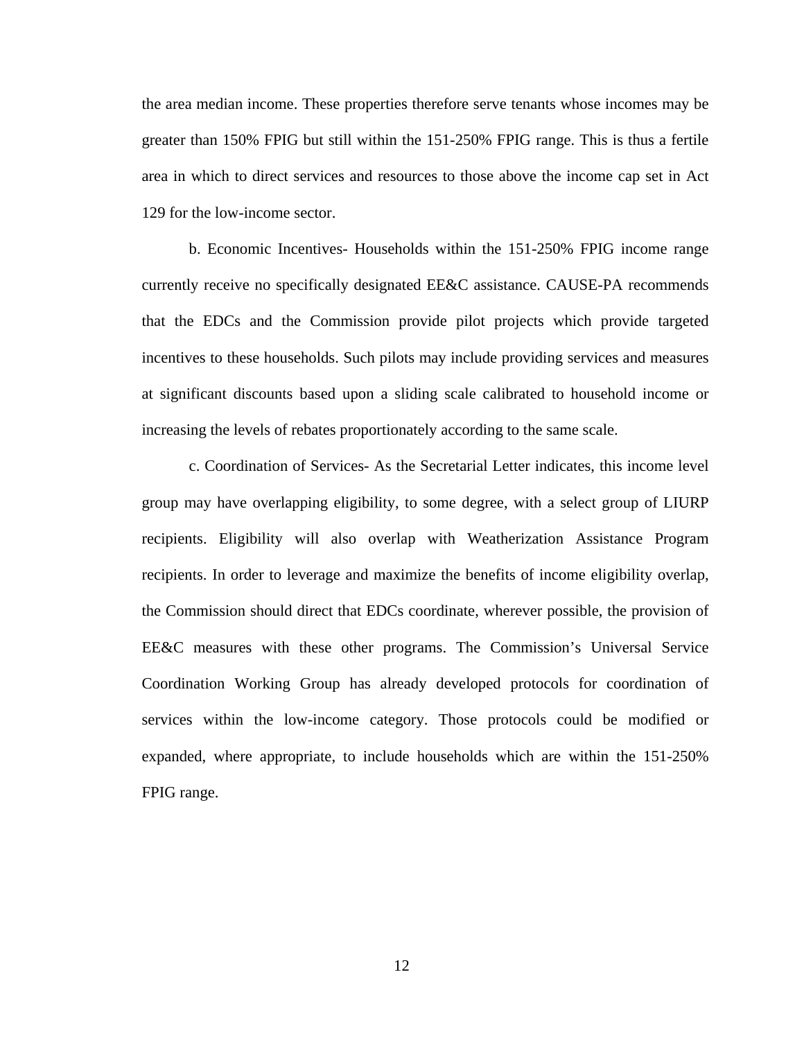the area median income. These properties therefore serve tenants whose incomes may be greater than 150% FPIG but still within the 151-250% FPIG range. This is thus a fertile area in which to direct services and resources to those above the income cap set in Act 129 for the low-income sector.

b. Economic Incentives- Households within the 151-250% FPIG income range currently receive no specifically designated EE&C assistance. CAUSE-PA recommends that the EDCs and the Commission provide pilot projects which provide targeted incentives to these households. Such pilots may include providing services and measures at significant discounts based upon a sliding scale calibrated to household income or increasing the levels of rebates proportionately according to the same scale.

c. Coordination of Services- As the Secretarial Letter indicates, this income level group may have overlapping eligibility, to some degree, with a select group of LIURP recipients. Eligibility will also overlap with Weatherization Assistance Program recipients. In order to leverage and maximize the benefits of income eligibility overlap, the Commission should direct that EDCs coordinate, wherever possible, the provision of EE&C measures with these other programs. The Commission's Universal Service Coordination Working Group has already developed protocols for coordination of services within the low-income category. Those protocols could be modified or expanded, where appropriate, to include households which are within the 151-250% FPIG range.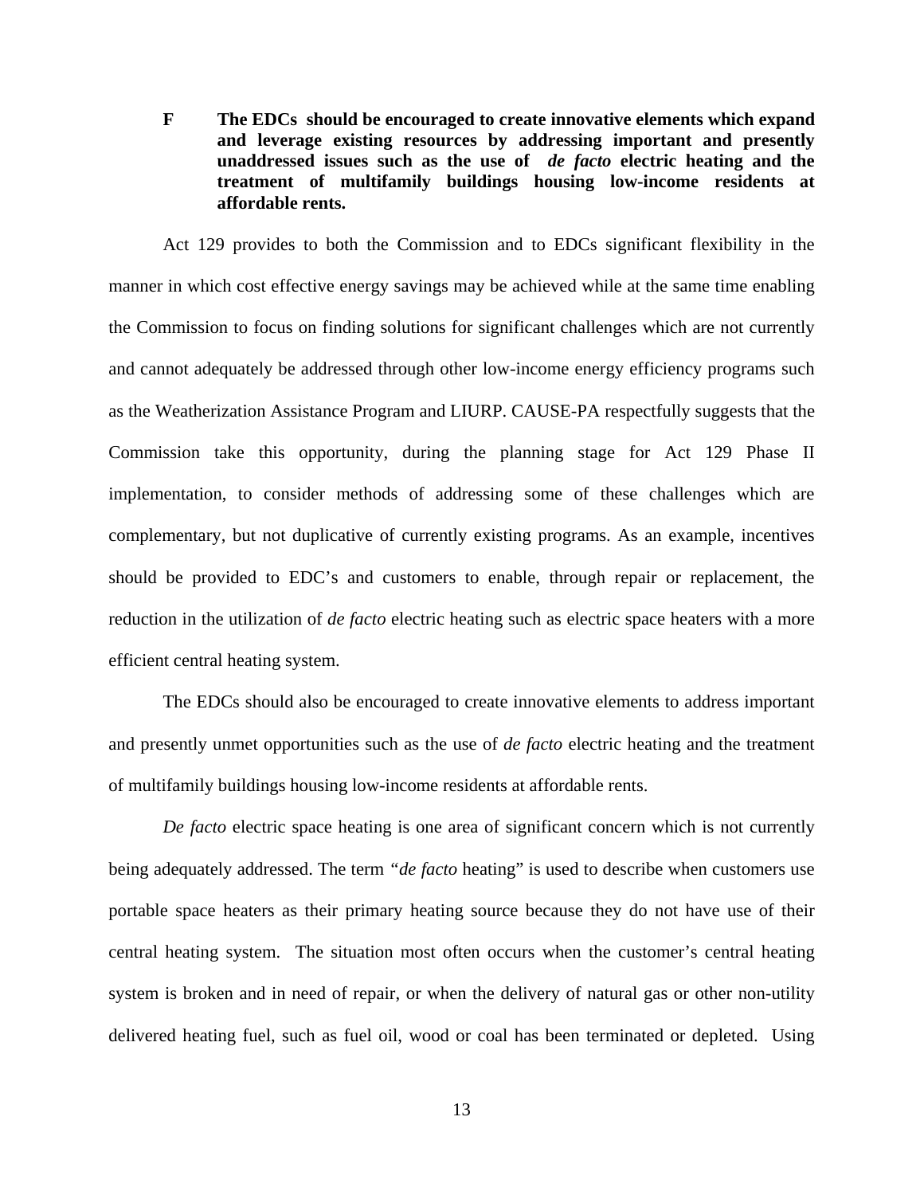**F The EDCs should be encouraged to create innovative elements which expand and leverage existing resources by addressing important and presently unaddressed issues such as the use of *de facto* electric heating and the treatment of multifamily buildings housing low-income residents at affordable rents.**

Act 129 provides to both the Commission and to EDCs significant flexibility in the manner in which cost effective energy savings may be achieved while at the same time enabling the Commission to focus on finding solutions for significant challenges which are not currently and cannot adequately be addressed through other low-income energy efficiency programs such as the Weatherization Assistance Program and LIURP. CAUSE-PA respectfully suggests that the Commission take this opportunity, during the planning stage for Act 129 Phase II implementation, to consider methods of addressing some of these challenges which are complementary, but not duplicative of currently existing programs. As an example, incentives should be provided to EDC's and customers to enable, through repair or replacement, the reduction in the utilization of *de facto* electric heating such as electric space heaters with a more efficient central heating system.

The EDCs should also be encouraged to create innovative elements to address important and presently unmet opportunities such as the use of *de facto* electric heating and the treatment of multifamily buildings housing low-income residents at affordable rents.

*De facto* electric space heating is one area of significant concern which is not currently being adequately addressed. The term "*de facto* heating" is used to describe when customers use portable space heaters as their primary heating source because they do not have use of their central heating system. The situation most often occurs when the customer's central heating system is broken and in need of repair, or when the delivery of natural gas or other non-utility delivered heating fuel, such as fuel oil, wood or coal has been terminated or depleted. Using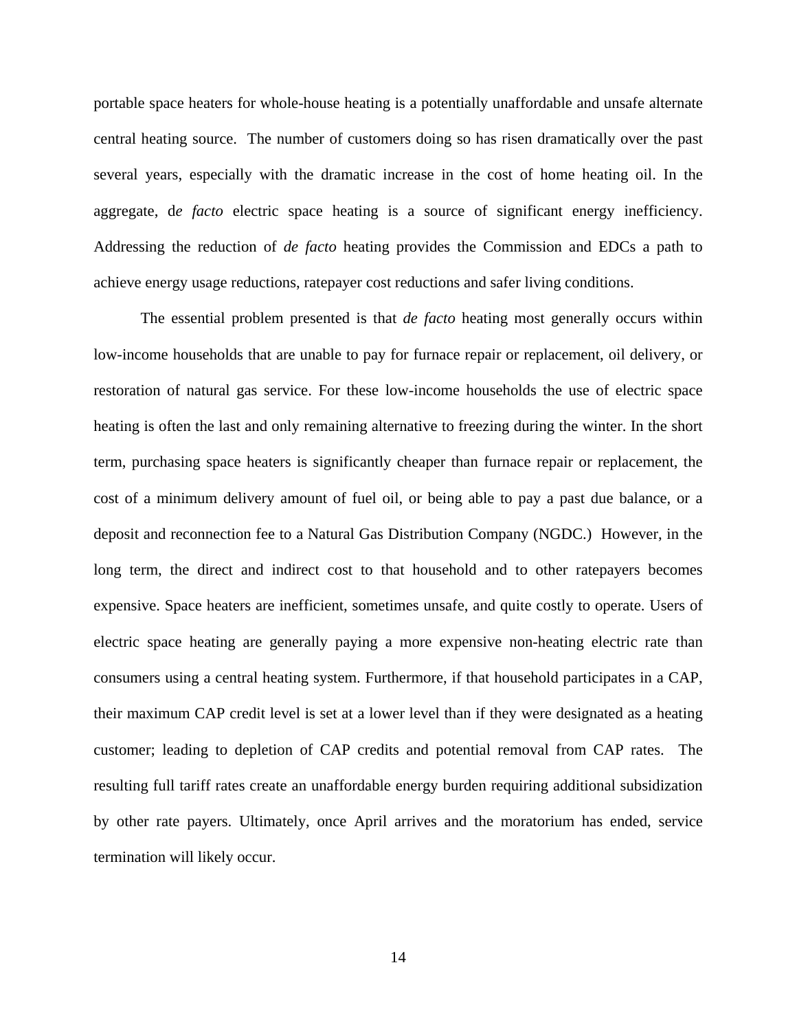portable space heaters for whole-house heating is a potentially unaffordable and unsafe alternate central heating source. The number of customers doing so has risen dramatically over the past several years, especially with the dramatic increase in the cost of home heating oil. In the aggregate, d*e facto* electric space heating is a source of significant energy inefficiency. Addressing the reduction of *de facto* heating provides the Commission and EDCs a path to achieve energy usage reductions, ratepayer cost reductions and safer living conditions.

The essential problem presented is that *de facto* heating most generally occurs within low-income households that are unable to pay for furnace repair or replacement, oil delivery, or restoration of natural gas service. For these low-income households the use of electric space heating is often the last and only remaining alternative to freezing during the winter. In the short term, purchasing space heaters is significantly cheaper than furnace repair or replacement, the cost of a minimum delivery amount of fuel oil, or being able to pay a past due balance, or a deposit and reconnection fee to a Natural Gas Distribution Company (NGDC.) However, in the long term, the direct and indirect cost to that household and to other ratepayers becomes expensive. Space heaters are inefficient, sometimes unsafe, and quite costly to operate. Users of electric space heating are generally paying a more expensive non-heating electric rate than consumers using a central heating system. Furthermore, if that household participates in a CAP, their maximum CAP credit level is set at a lower level than if they were designated as a heating customer; leading to depletion of CAP credits and potential removal from CAP rates. The resulting full tariff rates create an unaffordable energy burden requiring additional subsidization by other rate payers. Ultimately, once April arrives and the moratorium has ended, service termination will likely occur.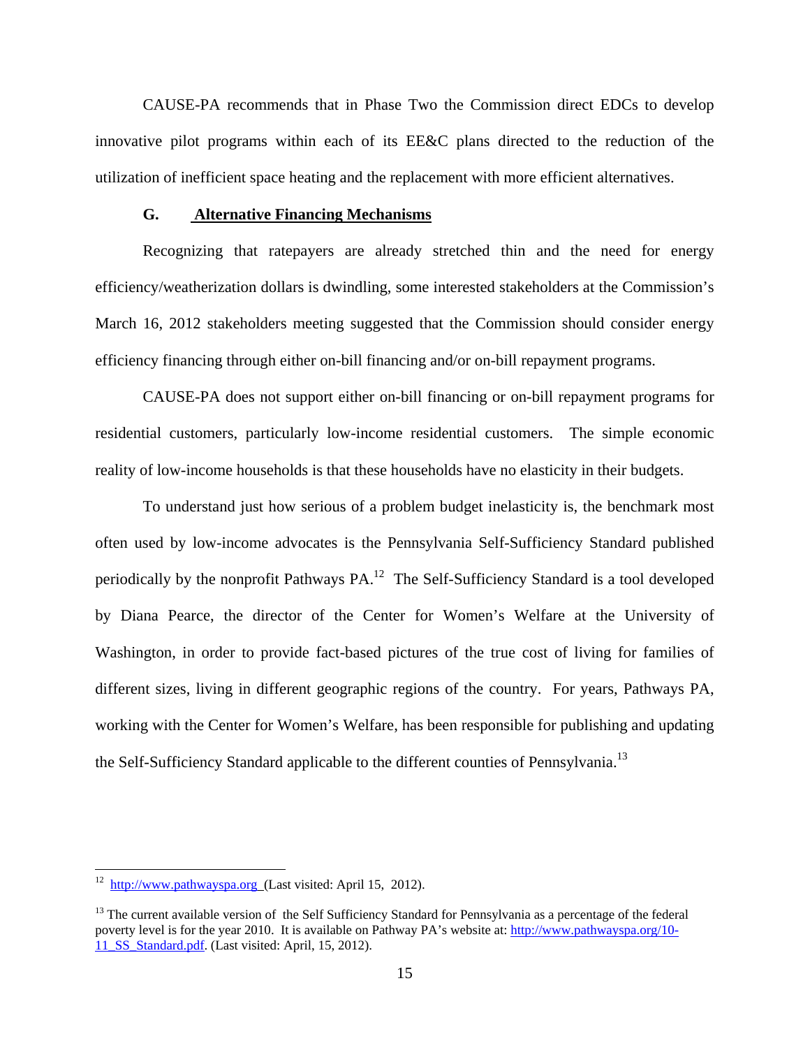CAUSE-PA recommends that in Phase Two the Commission direct EDCs to develop innovative pilot programs within each of its EE&C plans directed to the reduction of the utilization of inefficient space heating and the replacement with more efficient alternatives.

### G. Alternative Financing Mechanisms

Recognizing that ratepayers are already stretched thin and the need for energy efficiency/weatherization dollars is dwindling, some interested stakeholders at the Commission's March 16, 2012 stakeholders meeting suggested that the Commission should consider energy efficiency financing through either on-bill financing and/or on-bill repayment programs.

CAUSE-PA does not support either on-bill financing or on-bill repayment programs for residential customers, particularly low-income residential customers. The simple economic reality of low-income households is that these households have no elasticity in their budgets.

To understand just how serious of a problem budget inelasticity is, the benchmark most often used by low-income advocates is the Pennsylvania Self-Sufficiency Standard published periodically by the nonprofit Pathways PA.[12] The Self-Sufficiency Standard is a tool developed by Diana Pearce, the director of the Center for Women's Welfare at the University of Washington, in order to provide fact-based pictures of the true cost of living for families of different sizes, living in different geographic regions of the country. For years, Pathways PA, working with the Center for Women's Welfare, has been responsible for publishing and updating the Self-Sufficiency Standard applicable to the different counties of Pennsylvania.[13]

---

[12] http://www.pathwayspa.org (Last visited: April 15, 2012).

[13] The current available version of the Self Sufficiency Standard for Pennsylvania as a percentage of the federal poverty level is for the year 2010. It is available on Pathway PA's website at: http://www.pathwayspa.org/10-11_SS_Standard.pdf. (Last visited: April, 15, 2012).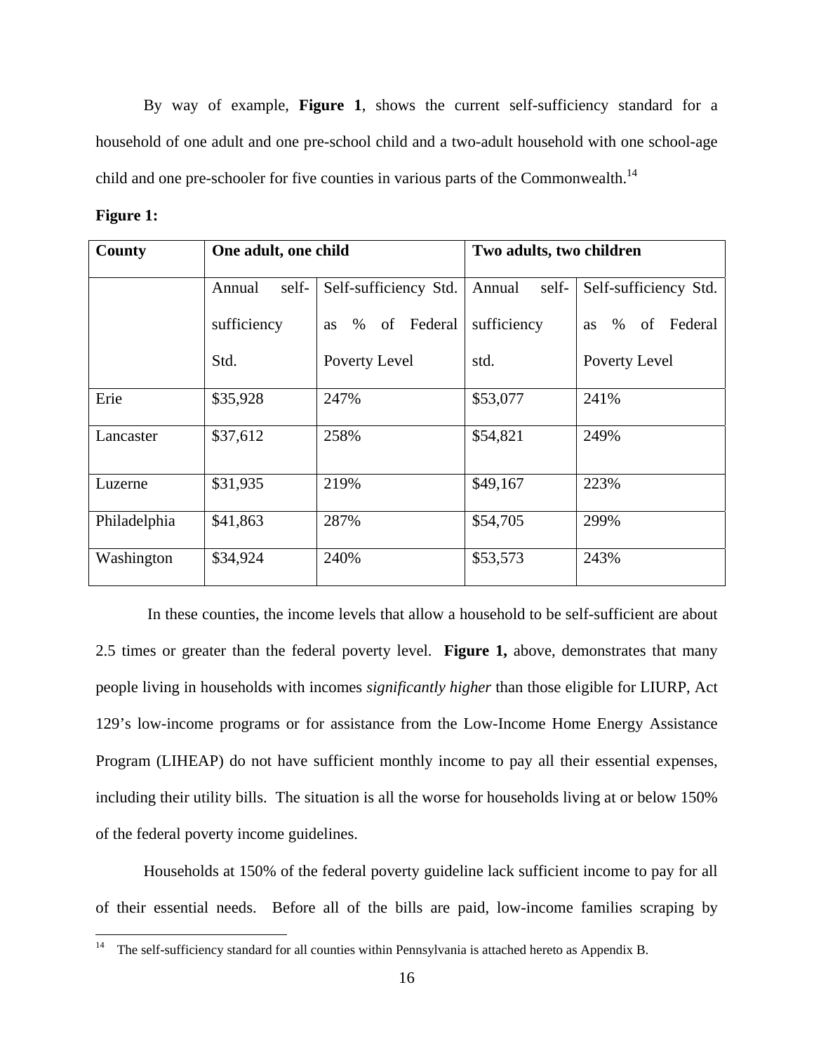By way of example, **Figure 1**, shows the current self-sufficiency standard for a household of one adult and one pre-school child and a two-adult household with one school-age child and one pre-schooler for five counties in various parts of the Commonwealth.[14]

**Figure 1:**

| County | One adult, one child | | Two adults, two children | |
|---|---|---|---|---|
| | Annual self-sufficiency Std. | Self-sufficiency Std. as % of Federal Poverty Level | Annual self-sufficiency std. | Self-sufficiency Std. as % of Federal Poverty Level |
| Erie | $35,928 | 247% | $53,077 | 241% |
| Lancaster | $37,612 | 258% | $54,821 | 249% |
| Luzerne | $31,935 | 219% | $49,167 | 223% |
| Philadelphia | $41,863 | 287% | $54,705 | 299% |
| Washington | $34,924 | 240% | $53,573 | 243% |

In these counties, the income levels that allow a household to be self-sufficient are about 2.5 times or greater than the federal poverty level. **Figure 1,** above, demonstrates that many people living in households with incomes *significantly higher* than those eligible for LIURP, Act 129's low-income programs or for assistance from the Low-Income Home Energy Assistance Program (LIHEAP) do not have sufficient monthly income to pay all their essential expenses, including their utility bills. The situation is all the worse for households living at or below 150% of the federal poverty income guidelines.

Households at 150% of the federal poverty guideline lack sufficient income to pay for all of their essential needs. Before all of the bills are paid, low-income families scraping by

[14] The self-sufficiency standard for all counties within Pennsylvania is attached hereto as Appendix B.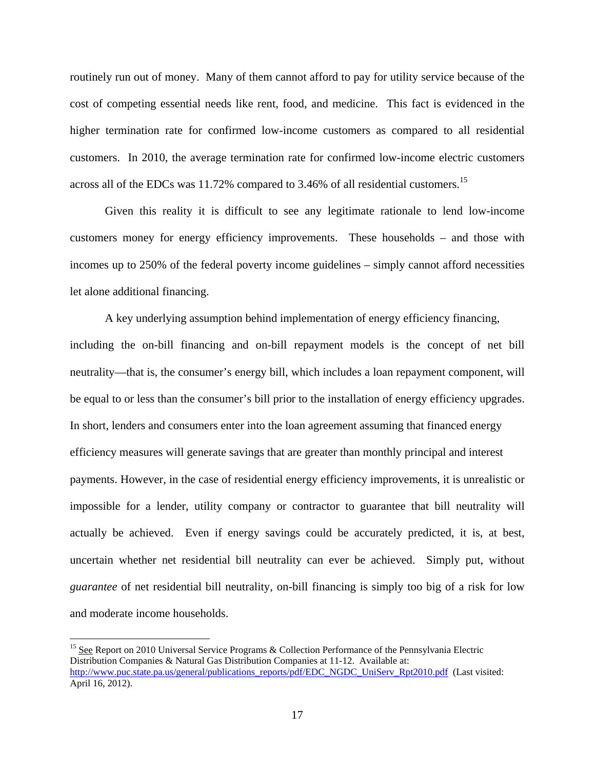routinely run out of money. Many of them cannot afford to pay for utility service because of the cost of competing essential needs like rent, food, and medicine. This fact is evidenced in the higher termination rate for confirmed low-income customers as compared to all residential customers. In 2010, the average termination rate for confirmed low-income electric customers across all of the EDCs was 11.72% compared to 3.46% of all residential customers.[15]

Given this reality it is difficult to see any legitimate rationale to lend low-income customers money for energy efficiency improvements. These households – and those with incomes up to 250% of the federal poverty income guidelines – simply cannot afford necessities let alone additional financing.

A key underlying assumption behind implementation of energy efficiency financing, including the on-bill financing and on-bill repayment models is the concept of net bill neutrality—that is, the consumer's energy bill, which includes a loan repayment component, will be equal to or less than the consumer's bill prior to the installation of energy efficiency upgrades. In short, lenders and consumers enter into the loan agreement assuming that financed energy efficiency measures will generate savings that are greater than monthly principal and interest payments. However, in the case of residential energy efficiency improvements, it is unrealistic or impossible for a lender, utility company or contractor to guarantee that bill neutrality will actually be achieved. Even if energy savings could be accurately predicted, it is, at best, uncertain whether net residential bill neutrality can ever be achieved. Simply put, without *guarantee* of net residential bill neutrality, on-bill financing is simply too big of a risk for low and moderate income households.

---

[15] See Report on 2010 Universal Service Programs & Collection Performance of the Pennsylvania Electric Distribution Companies & Natural Gas Distribution Companies at 11-12. Available at: http://www.puc.state.pa.us/general/publications_reports/pdf/EDC_NGDC_UniServ_Rpt2010.pdf (Last visited: April 16, 2012).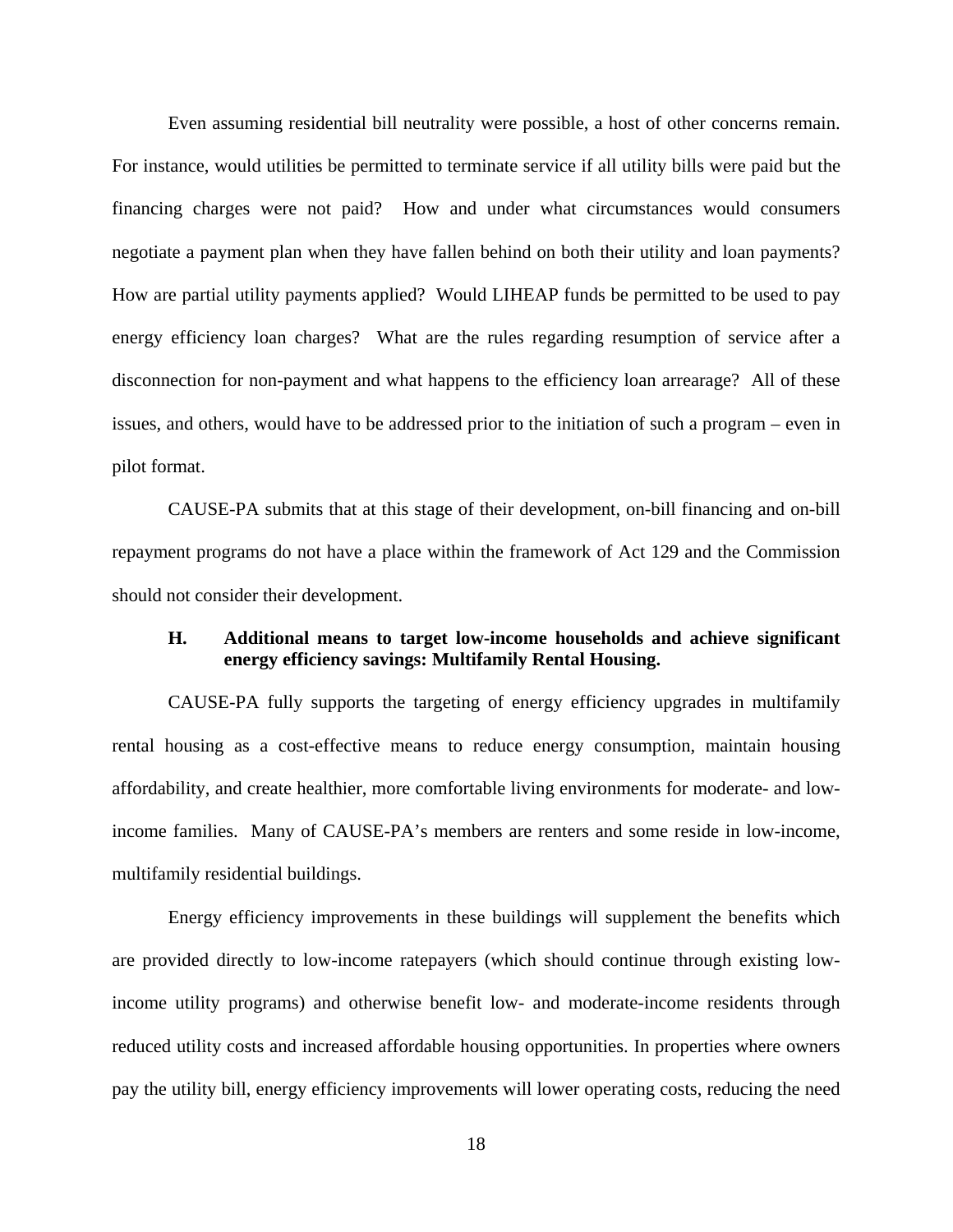Even assuming residential bill neutrality were possible, a host of other concerns remain. For instance, would utilities be permitted to terminate service if all utility bills were paid but the financing charges were not paid? How and under what circumstances would consumers negotiate a payment plan when they have fallen behind on both their utility and loan payments? How are partial utility payments applied? Would LIHEAP funds be permitted to be used to pay energy efficiency loan charges? What are the rules regarding resumption of service after a disconnection for non-payment and what happens to the efficiency loan arrearage? All of these issues, and others, would have to be addressed prior to the initiation of such a program – even in pilot format.

CAUSE-PA submits that at this stage of their development, on-bill financing and on-bill repayment programs do not have a place within the framework of Act 129 and the Commission should not consider their development.

### H. Additional means to target low-income households and achieve significant energy efficiency savings: Multifamily Rental Housing.

CAUSE-PA fully supports the targeting of energy efficiency upgrades in multifamily rental housing as a cost-effective means to reduce energy consumption, maintain housing affordability, and create healthier, more comfortable living environments for moderate- and low-income families. Many of CAUSE-PA's members are renters and some reside in low-income, multifamily residential buildings.

Energy efficiency improvements in these buildings will supplement the benefits which are provided directly to low-income ratepayers (which should continue through existing low-income utility programs) and otherwise benefit low- and moderate-income residents through reduced utility costs and increased affordable housing opportunities. In properties where owners pay the utility bill, energy efficiency improvements will lower operating costs, reducing the need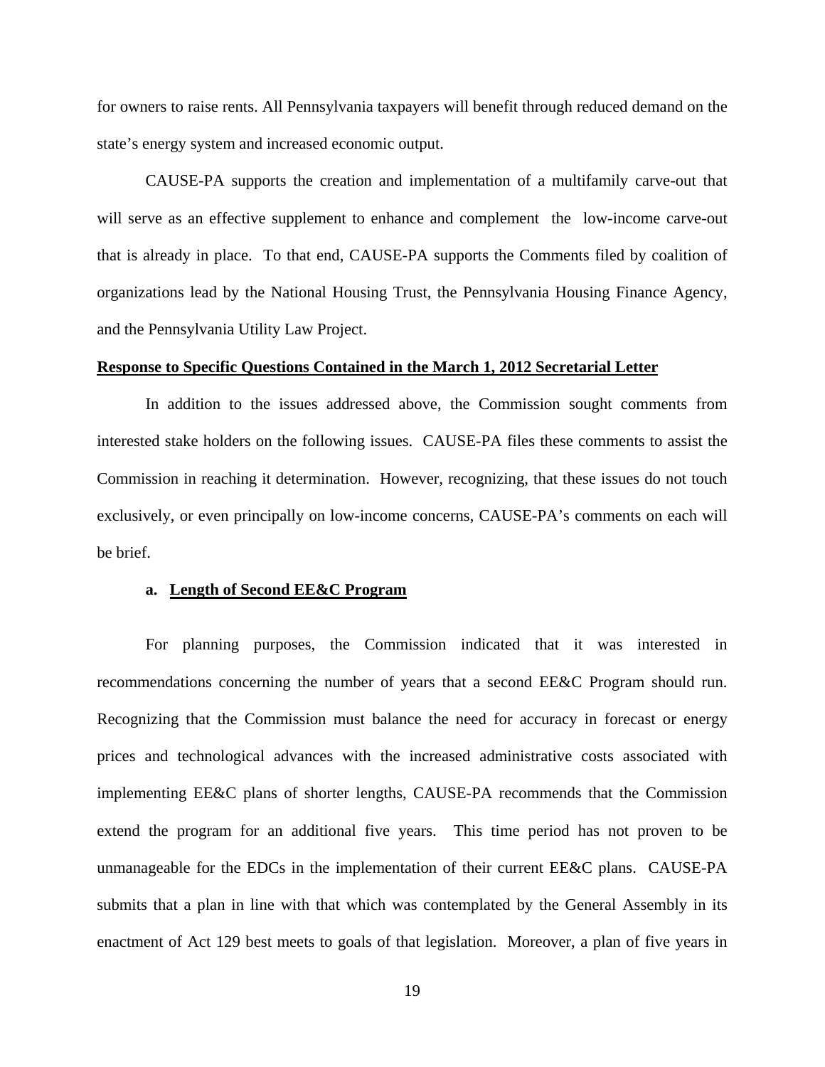for owners to raise rents. All Pennsylvania taxpayers will benefit through reduced demand on the state's energy system and increased economic output.

CAUSE-PA supports the creation and implementation of a multifamily carve-out that will serve as an effective supplement to enhance and complement the low-income carve-out that is already in place. To that end, CAUSE-PA supports the Comments filed by coalition of organizations lead by the National Housing Trust, the Pennsylvania Housing Finance Agency, and the Pennsylvania Utility Law Project.

**Response to Specific Questions Contained in the March 1, 2012 Secretarial Letter**

In addition to the issues addressed above, the Commission sought comments from interested stake holders on the following issues. CAUSE-PA files these comments to assist the Commission in reaching it determination. However, recognizing, that these issues do not touch exclusively, or even principally on low-income concerns, CAUSE-PA's comments on each will be brief.

**a. Length of Second EE&C Program**

For planning purposes, the Commission indicated that it was interested in recommendations concerning the number of years that a second EE&C Program should run. Recognizing that the Commission must balance the need for accuracy in forecast or energy prices and technological advances with the increased administrative costs associated with implementing EE&C plans of shorter lengths, CAUSE-PA recommends that the Commission extend the program for an additional five years. This time period has not proven to be unmanageable for the EDCs in the implementation of their current EE&C plans. CAUSE-PA submits that a plan in line with that which was contemplated by the General Assembly in its enactment of Act 129 best meets to goals of that legislation. Moreover, a plan of five years in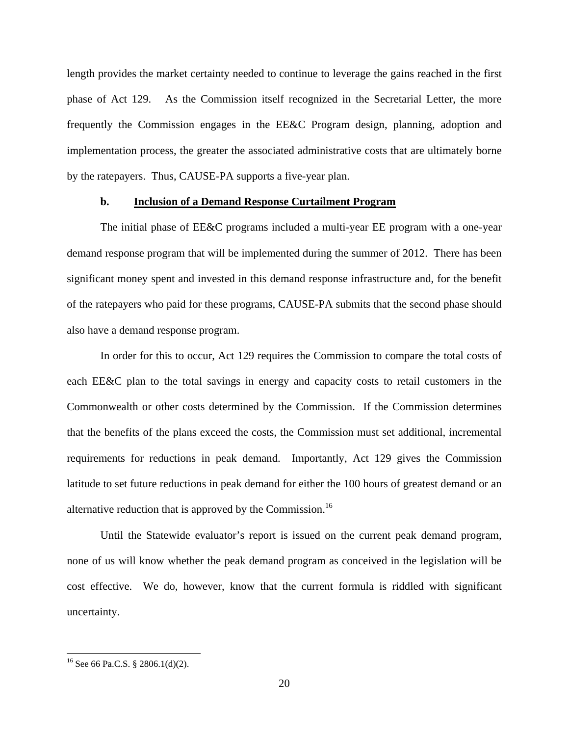length provides the market certainty needed to continue to leverage the gains reached in the first phase of Act 129. As the Commission itself recognized in the Secretarial Letter, the more frequently the Commission engages in the EE&C Program design, planning, adoption and implementation process, the greater the associated administrative costs that are ultimately borne by the ratepayers. Thus, CAUSE-PA supports a five-year plan.

### b. Inclusion of a Demand Response Curtailment Program

The initial phase of EE&C programs included a multi-year EE program with a one-year demand response program that will be implemented during the summer of 2012. There has been significant money spent and invested in this demand response infrastructure and, for the benefit of the ratepayers who paid for these programs, CAUSE-PA submits that the second phase should also have a demand response program.

In order for this to occur, Act 129 requires the Commission to compare the total costs of each EE&C plan to the total savings in energy and capacity costs to retail customers in the Commonwealth or other costs determined by the Commission. If the Commission determines that the benefits of the plans exceed the costs, the Commission must set additional, incremental requirements for reductions in peak demand. Importantly, Act 129 gives the Commission latitude to set future reductions in peak demand for either the 100 hours of greatest demand or an alternative reduction that is approved by the Commission.[16]

Until the Statewide evaluator's report is issued on the current peak demand program, none of us will know whether the peak demand program as conceived in the legislation will be cost effective. We do, however, know that the current formula is riddled with significant uncertainty.

---

[16] See 66 Pa.C.S. § 2806.1(d)(2).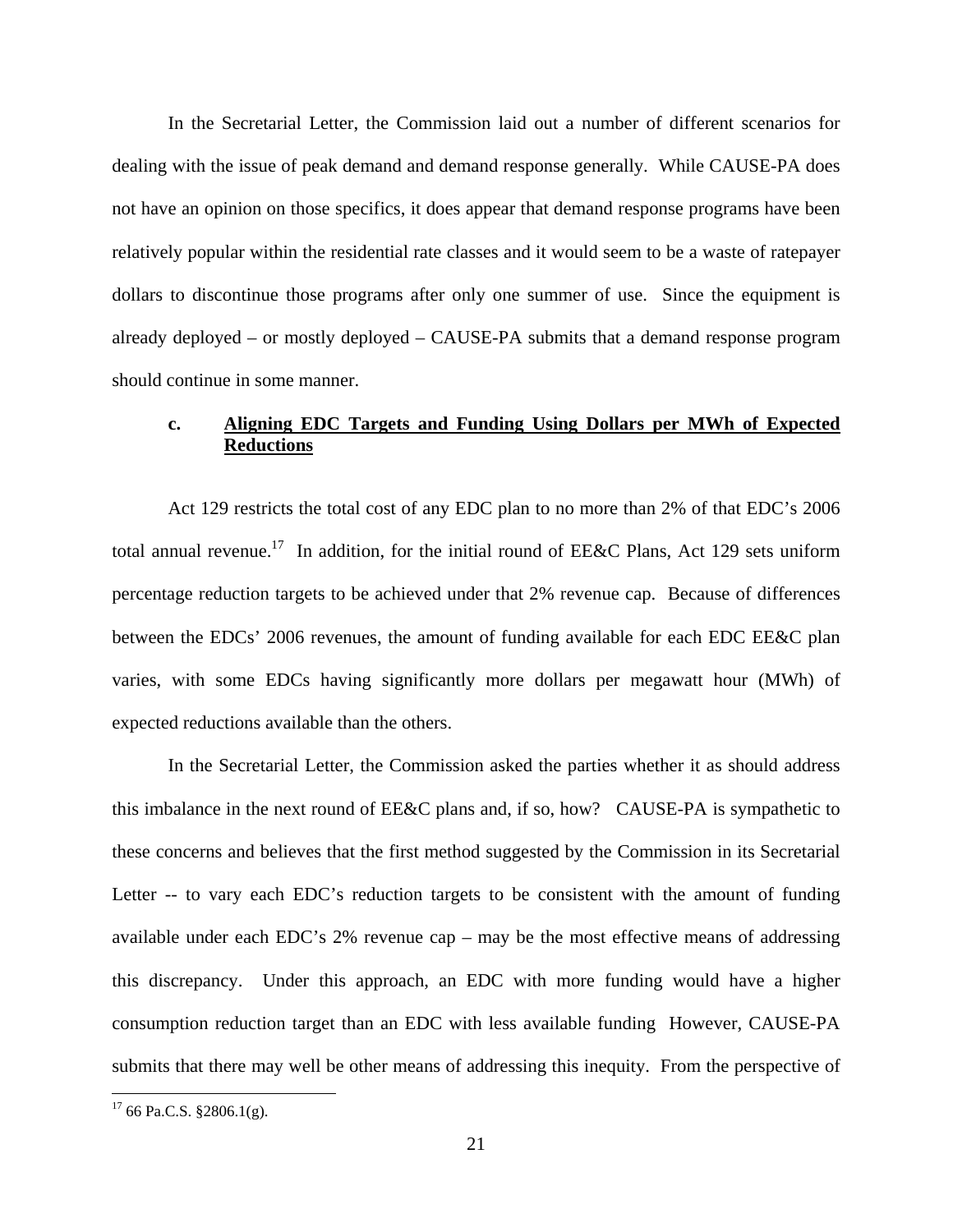In the Secretarial Letter, the Commission laid out a number of different scenarios for dealing with the issue of peak demand and demand response generally. While CAUSE-PA does not have an opinion on those specifics, it does appear that demand response programs have been relatively popular within the residential rate classes and it would seem to be a waste of ratepayer dollars to discontinue those programs after only one summer of use. Since the equipment is already deployed – or mostly deployed – CAUSE-PA submits that a demand response program should continue in some manner.

### c. **Aligning EDC Targets and Funding Using Dollars per MWh of Expected Reductions**

Act 129 restricts the total cost of any EDC plan to no more than 2% of that EDC's 2006 total annual revenue.[17] In addition, for the initial round of EE&C Plans, Act 129 sets uniform percentage reduction targets to be achieved under that 2% revenue cap. Because of differences between the EDCs' 2006 revenues, the amount of funding available for each EDC EE&C plan varies, with some EDCs having significantly more dollars per megawatt hour (MWh) of expected reductions available than the others.

In the Secretarial Letter, the Commission asked the parties whether it as should address this imbalance in the next round of EE&C plans and, if so, how? CAUSE-PA is sympathetic to these concerns and believes that the first method suggested by the Commission in its Secretarial Letter -- to vary each EDC's reduction targets to be consistent with the amount of funding available under each EDC's 2% revenue cap – may be the most effective means of addressing this discrepancy. Under this approach, an EDC with more funding would have a higher consumption reduction target than an EDC with less available funding However, CAUSE-PA submits that there may well be other means of addressing this inequity. From the perspective of

---

[17] 66 Pa.C.S. §2806.1(g).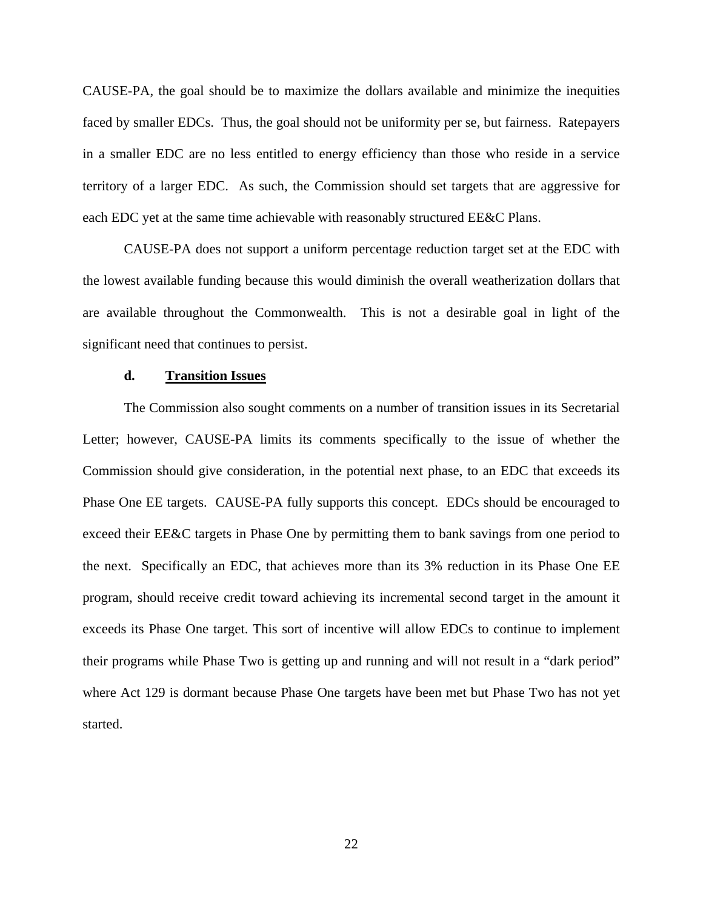CAUSE-PA, the goal should be to maximize the dollars available and minimize the inequities faced by smaller EDCs. Thus, the goal should not be uniformity per se, but fairness. Ratepayers in a smaller EDC are no less entitled to energy efficiency than those who reside in a service territory of a larger EDC. As such, the Commission should set targets that are aggressive for each EDC yet at the same time achievable with reasonably structured EE&C Plans.

CAUSE-PA does not support a uniform percentage reduction target set at the EDC with the lowest available funding because this would diminish the overall weatherization dollars that are available throughout the Commonwealth. This is not a desirable goal in light of the significant need that continues to persist.

#### d. <u>Transition Issues</u>

The Commission also sought comments on a number of transition issues in its Secretarial Letter; however, CAUSE-PA limits its comments specifically to the issue of whether the Commission should give consideration, in the potential next phase, to an EDC that exceeds its Phase One EE targets. CAUSE-PA fully supports this concept. EDCs should be encouraged to exceed their EE&C targets in Phase One by permitting them to bank savings from one period to the next. Specifically an EDC, that achieves more than its 3% reduction in its Phase One EE program, should receive credit toward achieving its incremental second target in the amount it exceeds its Phase One target. This sort of incentive will allow EDCs to continue to implement their programs while Phase Two is getting up and running and will not result in a "dark period" where Act 129 is dormant because Phase One targets have been met but Phase Two has not yet started.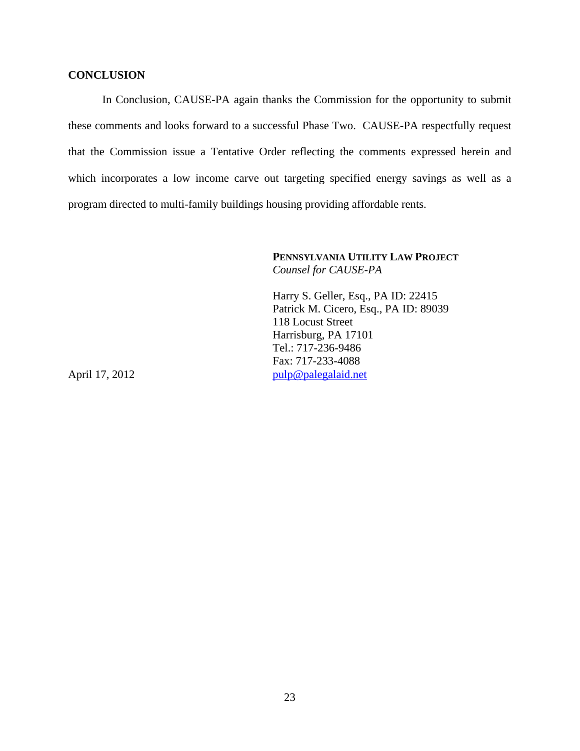## CONCLUSION

In Conclusion, CAUSE-PA again thanks the Commission for the opportunity to submit these comments and looks forward to a successful Phase Two. CAUSE-PA respectfully request that the Commission issue a Tentative Order reflecting the comments expressed herein and which incorporates a low income carve out targeting specified energy savings as well as a program directed to multi-family buildings housing providing affordable rents.

**PENNSYLVANIA UTILITY LAW PROJECT**
*Counsel for CAUSE-PA*

Harry S. Geller, Esq., PA ID: 22415
Patrick M. Cicero, Esq., PA ID: 89039
118 Locust Street
Harrisburg, PA 17101
Tel.: 717-236-9486
Fax: 717-233-4088
pulp@palegalaid.net

April 17, 2012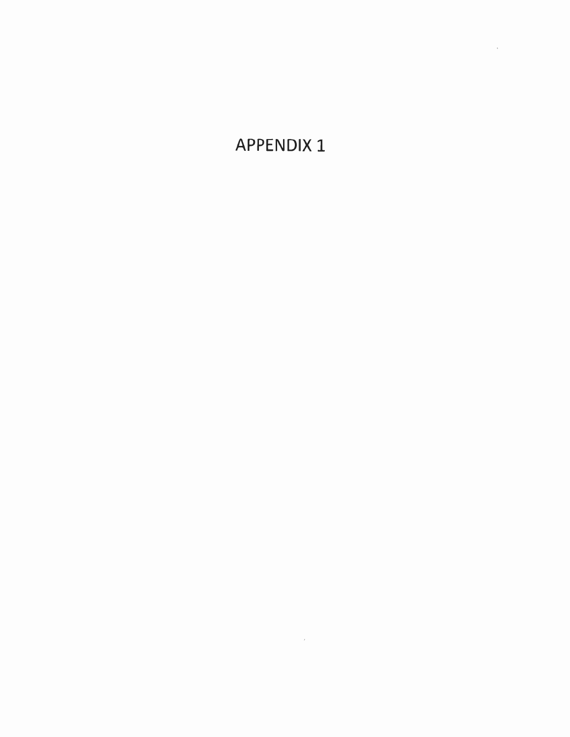# APPENDIX 1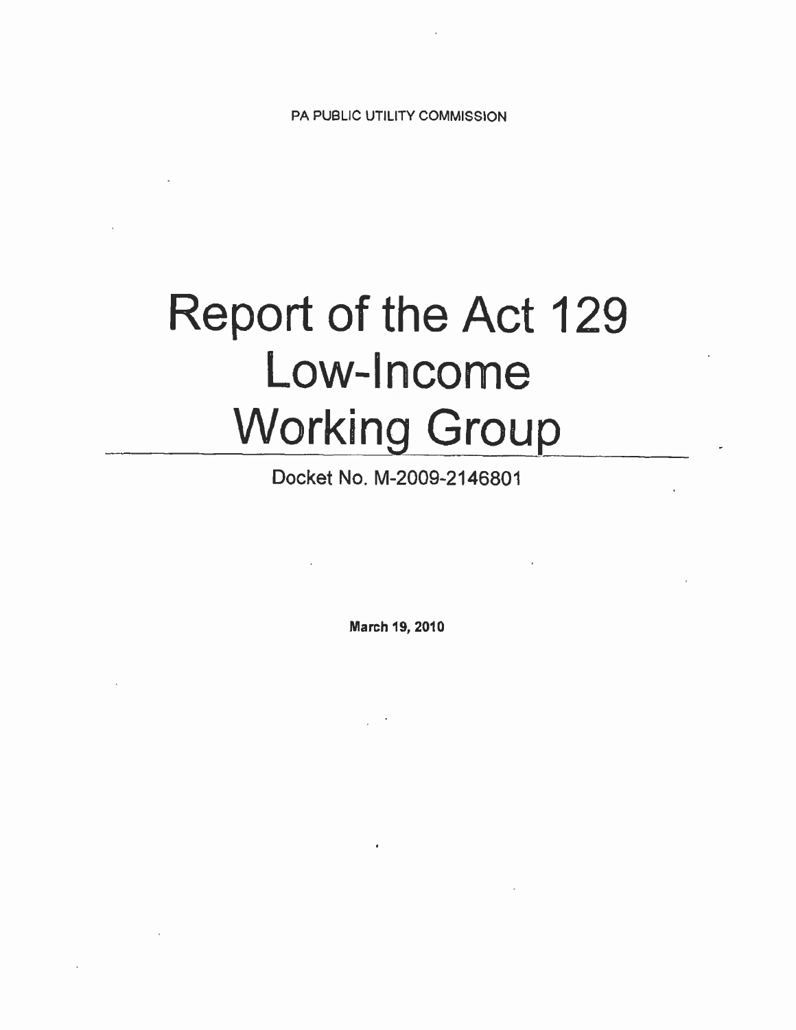PA PUBLIC UTILITY COMMISSION

# Report of the Act 129 Low-Income Working Group

Docket No. M-2009-2146801

**March 19, 2010**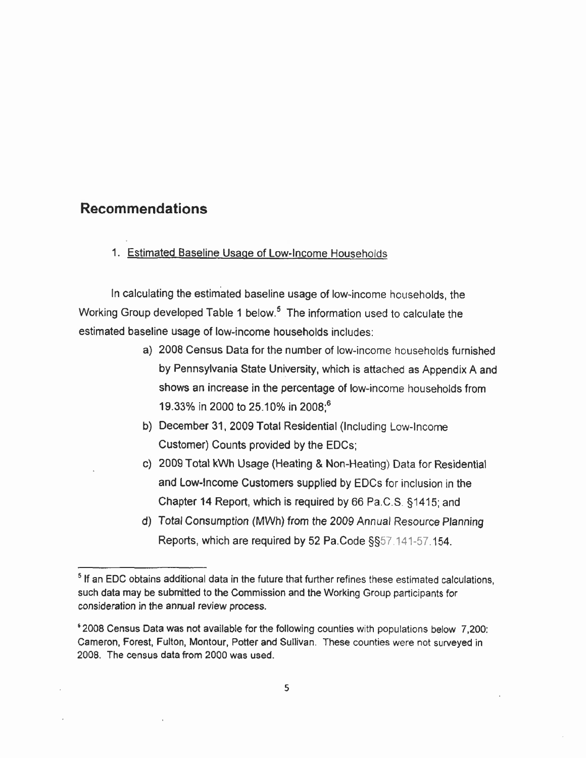## Recommendations

1. Estimated Baseline Usage of Low-Income Households

In calculating the estimated baseline usage of low-income households, the Working Group developed Table 1 below.[5] The information used to calculate the estimated baseline usage of low-income households includes:

a) 2008 Census Data for the number of low-income households furnished by Pennsylvania State University, which is attached as Appendix A and shows an increase in the percentage of low-income households from 19.33% in 2000 to 25.10% in 2008;[6]

b) December 31, 2009 Total Residential (Including Low-Income Customer) Counts provided by the EDCs;

c) 2009 Total kWh Usage (Heating & Non-Heating) Data for Residential and Low-Income Customers supplied by EDCs for inclusion in the Chapter 14 Report, which is required by 66 Pa.C.S. §1415; and

d) Total Consumption (MWh) from the 2009 Annual Resource Planning Reports, which are required by 52 Pa.Code §§57.141-57.154.

---

[5] If an EDC obtains additional data in the future that further refines these estimated calculations, such data may be submitted to the Commission and the Working Group participants for consideration in the annual review process.

[6] 2008 Census Data was not available for the following counties with populations below 7,200: Cameron, Forest, Fulton, Montour, Potter and Sullivan. These counties were not surveyed in 2008. The census data from 2000 was used.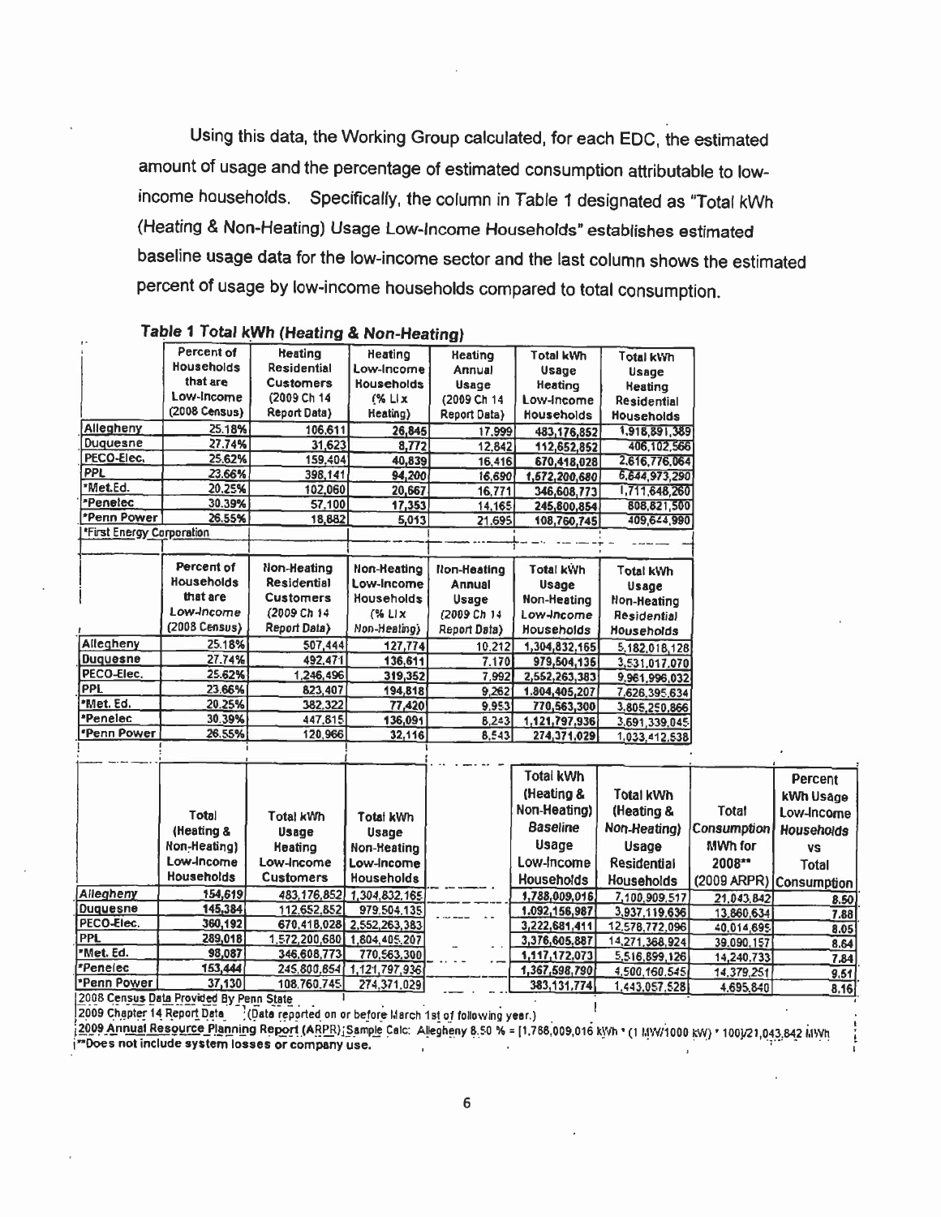Using this data, the Working Group calculated, for each EDC, the estimated amount of usage and the percentage of estimated consumption attributable to low-income households. Specifically, the column in Table 1 designated as "Total kWh (Heating & Non-Heating) Usage Low-Income Households" establishes estimated baseline usage data for the low-income sector and the last column shows the estimated percent of usage by low-income households compared to total consumption.

**Table 1 Total kWh (Heating & Non-Heating)**

| | Percent of Households that are Low-Income (2008 Census) | Heating Residential Customers (2009 Ch 14 Report Data) | Heating Low-Income Households (% LI x Heating) | Heating Annual Usage (2009 Ch 14 Report Data) | Total kWh Usage Heating Low-Income Households | Total kWh Usage Heating Residential Households |
|---|---|---|---|---|---|---|
| Allegheny | 25.18% | 106,611 | 26,845 | 17,999 | 483,176,852 | 1,918,891,389 |
| Duquesne | 27.74% | 31,623 | 8,772 | 12,842 | 112,652,852 | 406,102,566 |
| PECO-Elec. | 25.62% | 159,404 | 40,839 | 16,416 | 670,418,028 | 2,616,776,064 |
| PPL | 23.66% | 398,141 | 94,200 | 16,690 | 1,572,200,680 | 6,644,973,290 |
| *Met.Ed. | 20.25% | 102,060 | 20,667 | 16,771 | 346,608,773 | 1,711,648,260 |
| *Penelec | 30.39% | 57,100 | 17,353 | 14,165 | 245,800,854 | 808,821,500 |
| *Penn Power | 26.55% | 18,882 | 5,013 | 21,695 | 108,760,745 | 409,644,990 |

*First Energy Corporation

| | Percent of Households that are Low-Income (2008 Census) | Non-Heating Residential Customers (2009 Ch 14 Report Data) | Non-Heating Low-Income Households (% LI x Non-Heating) | Non-Heating Annual Usage (2009 Ch 14 Report Data) | Total kWh Usage Non-Heating Low-Income Households | Total kWh Usage Non-Heating Residential Households |
|---|---|---|---|---|---|---|
| Allegheny | 25.18% | 507,444 | 127,774 | 10,212 | 1,304,832,165 | 5,182,018,128 |
| Duquesne | 27.74% | 492,471 | 136,611 | 7,170 | 979,504,135 | 3,531,017,070 |
| PECO-Elec. | 25.62% | 1,246,496 | 319,352 | 7,992 | 2,552,263,383 | 9,961,996,032 |
| PPL | 23.66% | 823,407 | 194,818 | 9,262 | 1,804,405,207 | 7,626,395,634 |
| *Met. Ed. | 20.25% | 382,322 | 77,420 | 9,953 | 770,563,300 | 3,805,250,866 |
| *Penelec | 30.39% | 447,815 | 136,091 | 8,243 | 1,121,797,936 | 3,691,339,045 |
| *Penn Power | 26.55% | 120,966 | 32,116 | 8,543 | 274,371,029 | 1,033,412,538 |

| | Total (Heating & Non-Heating) Low-Income Households | Total kWh Usage Low-Income Customers | Total kWh Usage Non-Heating Low-Income Households | | Total kWh (Heating & Non-Heating) Baseline Usage Low-Income Households | Total kWh (Heating & Non-Heating) Usage Residential Households | Total Consumption MWh for 2008** (2009 ARPR) | Percent kWh Usage Low-Income Households vs Total Consumption |
|---|---|---|---|---|---|---|---|---|
| Allegheny | 154,619 | 483,176,852 | 1,304,832,165 | | 1,788,009,016 | 7,100,909,517 | 21,043,842 | 8.50 |
| Duquesne | 145,384 | 112,652,852 | 979,504,135 | | 1,092,156,987 | 3,937,119,636 | 13,860,634 | 7.88 |
| PECO-Elec. | 360,192 | 670,418,028 | 2,552,263,383 | | 3,222,681,411 | 12,578,772,096 | 40,014,695 | 8.05 |
| PPL | 289,018 | 1,572,200,680 | 1,804,405,207 | | 3,376,605,887 | 14,271,368,924 | 39,090,157 | 8.64 |
| *Met. Ed. | 98,087 | 346,608,773 | 770,563,300 | | 1,117,172,073 | 5,516,899,126 | 14,240,733 | 7.84 |
| *Penelec | 153,444 | 245,800,854 | 1,121,797,936 | | 1,367,598,790 | 4,500,160,545 | 14,379,251 | 9.51 |
| *Penn Power | 37,130 | 108,760,745 | 274,371,029 | | 383,131,774 | 1,443,057,528 | 4,695,840 | 8.16 |

2008 Census Data Provided By Penn State

2009 Chapter 14 Report Data (Data reported on or before March 1st of following year.)

2009 Annual Resource Planning Report (ARPR); Sample Calc: Allegheny 8.50 % = [1,788,009,016 kWh * (1 MW/1000 kW) * 100]/21,043,842 MWh

**Does not include system losses or company use.